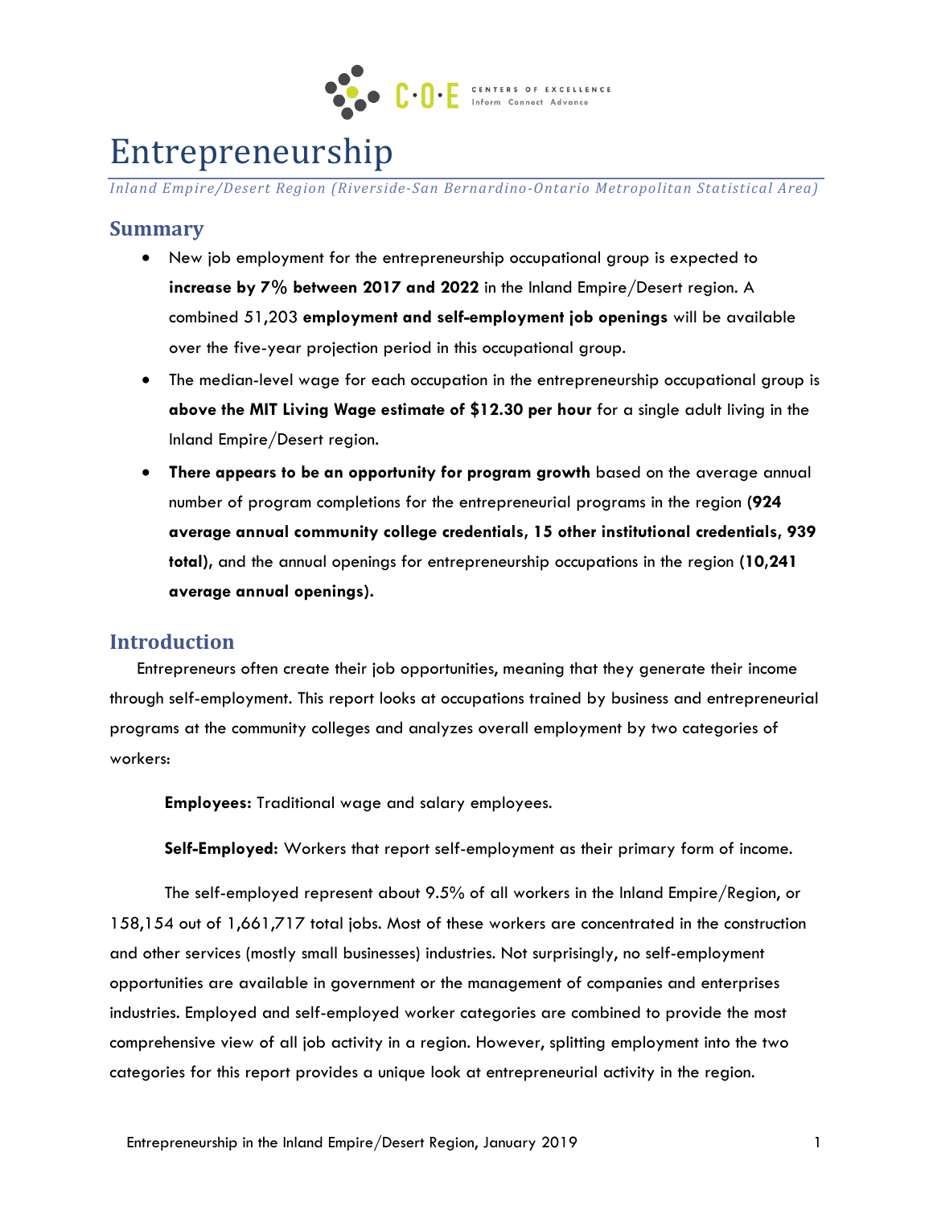# Entrepreneurship

*Inland Empire/Desert Region (Riverside-San Bernardino-Ontario Metropolitan Statistical Area)*

## Summary

- New job employment for the entrepreneurship occupational group is expected to **increase by 7% between 2017 and 2022** in the Inland Empire/Desert region. A combined 51,203 **employment and self-employment job openings** will be available over the five-year projection period in this occupational group.
- The median-level wage for each occupation in the entrepreneurship occupational group is **above the MIT Living Wage estimate of $12.30 per hour** for a single adult living in the Inland Empire/Desert region.
- **There appears to be an opportunity for program growth** based on the average annual number of program completions for the entrepreneurial programs in the region **(924 average annual community college credentials, 15 other institutional credentials, 939 total)**, and the annual openings for entrepreneurship occupations in the region **(10,241 average annual openings).**

## Introduction

Entrepreneurs often create their job opportunities, meaning that they generate their income through self-employment. This report looks at occupations trained by business and entrepreneurial programs at the community colleges and analyzes overall employment by two categories of workers:

**Employees:** Traditional wage and salary employees.

**Self-Employed:** Workers that report self-employment as their primary form of income.

The self-employed represent about 9.5% of all workers in the Inland Empire/Region, or 158,154 out of 1,661,717 total jobs. Most of these workers are concentrated in the construction and other services (mostly small businesses) industries. Not surprisingly, no self-employment opportunities are available in government or the management of companies and enterprises industries. Employed and self-employed worker categories are combined to provide the most comprehensive view of all job activity in a region. However, splitting employment into the two categories for this report provides a unique look at entrepreneurial activity in the region.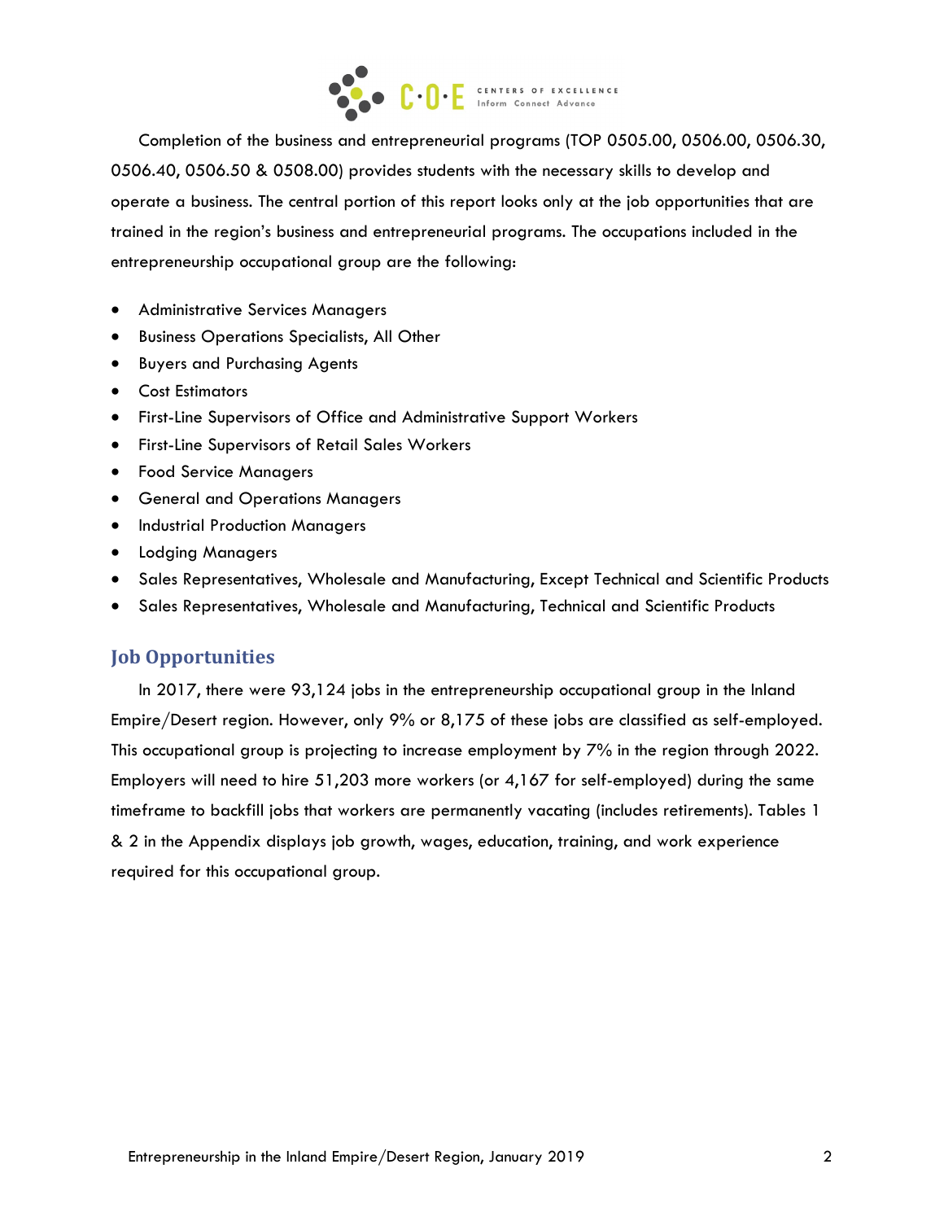Completion of the business and entrepreneurial programs (TOP 0505.00, 0506.00, 0506.30, 0506.40, 0506.50 & 0508.00) provides students with the necessary skills to develop and operate a business. The central portion of this report looks only at the job opportunities that are trained in the region's business and entrepreneurial programs. The occupations included in the entrepreneurship occupational group are the following:

- Administrative Services Managers
- Business Operations Specialists, All Other
- Buyers and Purchasing Agents
- Cost Estimators
- First-Line Supervisors of Office and Administrative Support Workers
- First-Line Supervisors of Retail Sales Workers
- Food Service Managers
- General and Operations Managers
- Industrial Production Managers
- Lodging Managers
- Sales Representatives, Wholesale and Manufacturing, Except Technical and Scientific Products
- Sales Representatives, Wholesale and Manufacturing, Technical and Scientific Products

## Job Opportunities

In 2017, there were 93,124 jobs in the entrepreneurship occupational group in the Inland Empire/Desert region. However, only 9% or 8,175 of these jobs are classified as self-employed. This occupational group is projecting to increase employment by 7% in the region through 2022. Employers will need to hire 51,203 more workers (or 4,167 for self-employed) during the same timeframe to backfill jobs that workers are permanently vacating (includes retirements). Tables 1 & 2 in the Appendix displays job growth, wages, education, training, and work experience required for this occupational group.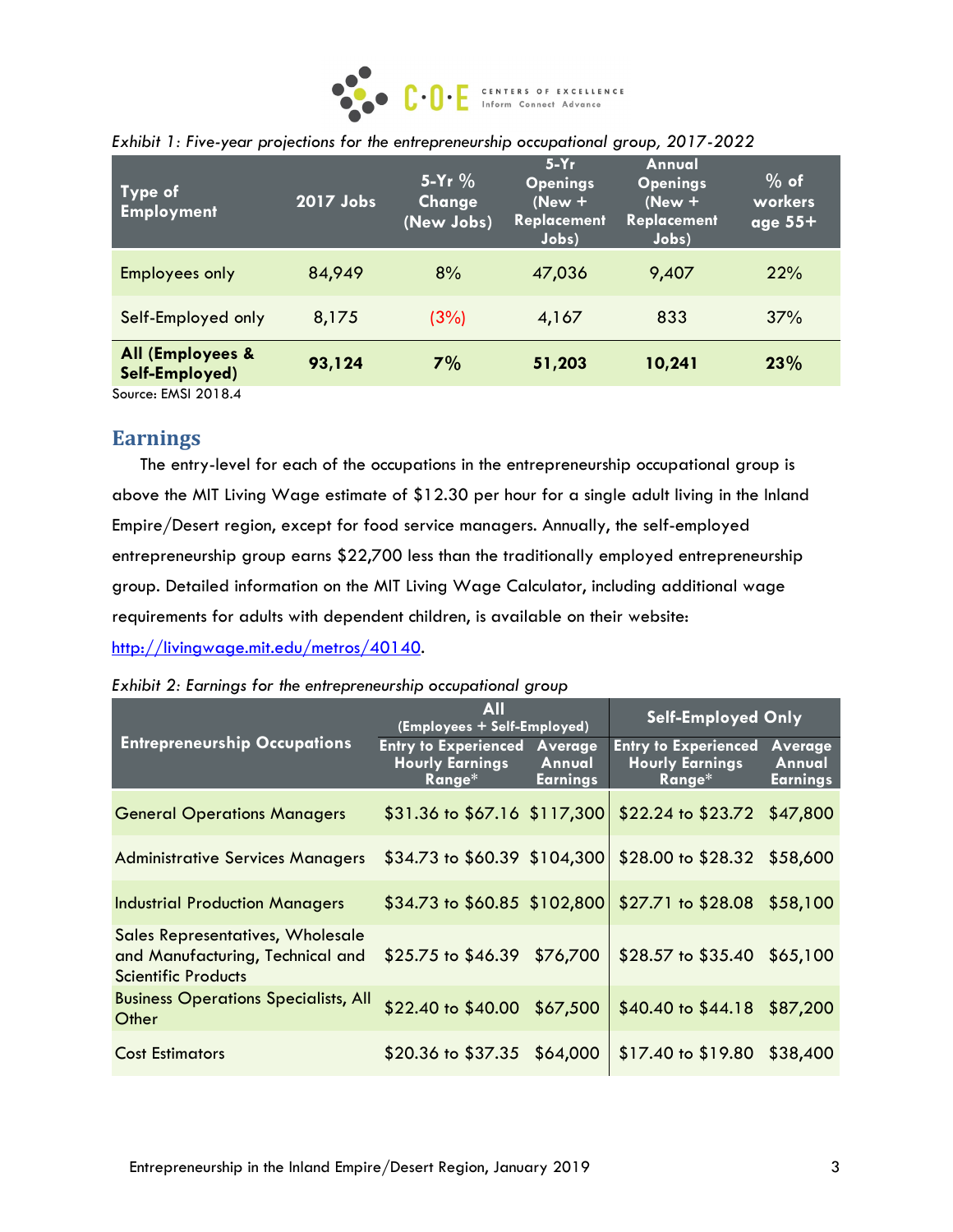*Exhibit 1: Five-year projections for the entrepreneurship occupational group, 2017-2022*

| Type of Employment | 2017 Jobs | 5-Yr % Change (New Jobs) | 5-Yr Openings (New + Replacement Jobs) | Annual Openings (New + Replacement Jobs) | % of workers age 55+ |
|---|---|---|---|---|---|
| Employees only | 84,949 | 8% | 47,036 | 9,407 | 22% |
| Self-Employed only | 8,175 | (3%) | 4,167 | 833 | 37% |
| **All (Employees & Self-Employed)** | **93,124** | **7%** | **51,203** | **10,241** | **23%** |

Source: EMSI 2018.4

## Earnings

The entry-level for each of the occupations in the entrepreneurship occupational group is above the MIT Living Wage estimate of $12.30 per hour for a single adult living in the Inland Empire/Desert region, except for food service managers. Annually, the self-employed entrepreneurship group earns $22,700 less than the traditionally employed entrepreneurship group. Detailed information on the MIT Living Wage Calculator, including additional wage requirements for adults with dependent children, is available on their website: http://livingwage.mit.edu/metros/40140.

*Exhibit 2: Earnings for the entrepreneurship occupational group*

| Entrepreneurship Occupations | All (Employees + Self-Employed) | | Self-Employed Only | |
|---|---|---|---|---|
| | Entry to Experienced Hourly Earnings Range* | Average Annual Earnings | Entry to Experienced Hourly Earnings Range* | Average Annual Earnings |
| General Operations Managers | $31.36 to $67.16 | $117,300 | $22.24 to $23.72 | $47,800 |
| Administrative Services Managers | $34.73 to $60.39 | $104,300 | $28.00 to $28.32 | $58,600 |
| Industrial Production Managers | $34.73 to $60.85 | $102,800 | $27.71 to $28.08 | $58,100 |
| Sales Representatives, Wholesale and Manufacturing, Technical and Scientific Products | $25.75 to $46.39 | $76,700 | $28.57 to $35.40 | $65,100 |
| Business Operations Specialists, All Other | $22.40 to $40.00 | $67,500 | $40.40 to $44.18 | $87,200 |
| Cost Estimators | $20.36 to $37.35 | $64,000 | $17.40 to $19.80 | $38,400 |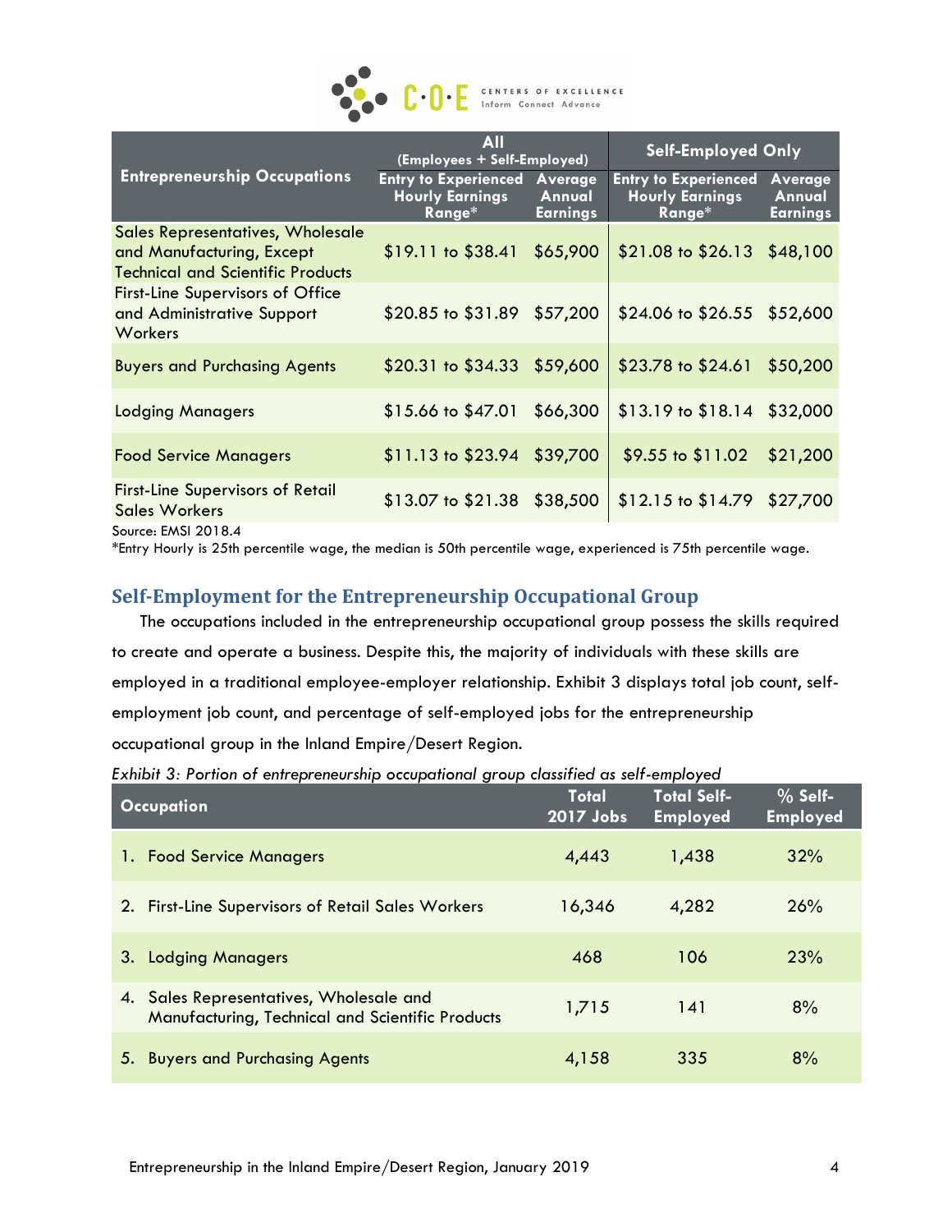| Entrepreneurship Occupations | All (Employees + Self-Employed) | | Self-Employed Only | |
|---|---|---|---|---|
| | Entry to Experienced Hourly Earnings Range* | Average Annual Earnings | Entry to Experienced Hourly Earnings Range* | Average Annual Earnings |
| Sales Representatives, Wholesale and Manufacturing, Except Technical and Scientific Products | $19.11 to $38.41 | $65,900 | $21.08 to $26.13 | $48,100 |
| First-Line Supervisors of Office and Administrative Support Workers | $20.85 to $31.89 | $57,200 | $24.06 to $26.55 | $52,600 |
| Buyers and Purchasing Agents | $20.31 to $34.33 | $59,600 | $23.78 to $24.61 | $50,200 |
| Lodging Managers | $15.66 to $47.01 | $66,300 | $13.19 to $18.14 | $32,000 |
| Food Service Managers | $11.13 to $23.94 | $39,700 | $9.55 to $11.02 | $21,200 |
| First-Line Supervisors of Retail Sales Workers | $13.07 to $21.38 | $38,500 | $12.15 to $14.79 | $27,700 |

Source: EMSI 2018.4

*Entry Hourly is 25th percentile wage, the median is 50th percentile wage, experienced is 75th percentile wage.

## Self-Employment for the Entrepreneurship Occupational Group

The occupations included in the entrepreneurship occupational group possess the skills required to create and operate a business. Despite this, the majority of individuals with these skills are employed in a traditional employee-employer relationship. Exhibit 3 displays total job count, self-employment job count, and percentage of self-employed jobs for the entrepreneurship occupational group in the Inland Empire/Desert Region.

*Exhibit 3: Portion of entrepreneurship occupational group classified as self-employed*

| Occupation | Total 2017 Jobs | Total Self-Employed | % Self-Employed |
|---|---|---|---|
| 1. Food Service Managers | 4,443 | 1,438 | 32% |
| 2. First-Line Supervisors of Retail Sales Workers | 16,346 | 4,282 | 26% |
| 3. Lodging Managers | 468 | 106 | 23% |
| 4. Sales Representatives, Wholesale and Manufacturing, Technical and Scientific Products | 1,715 | 141 | 8% |
| 5. Buyers and Purchasing Agents | 4,158 | 335 | 8% |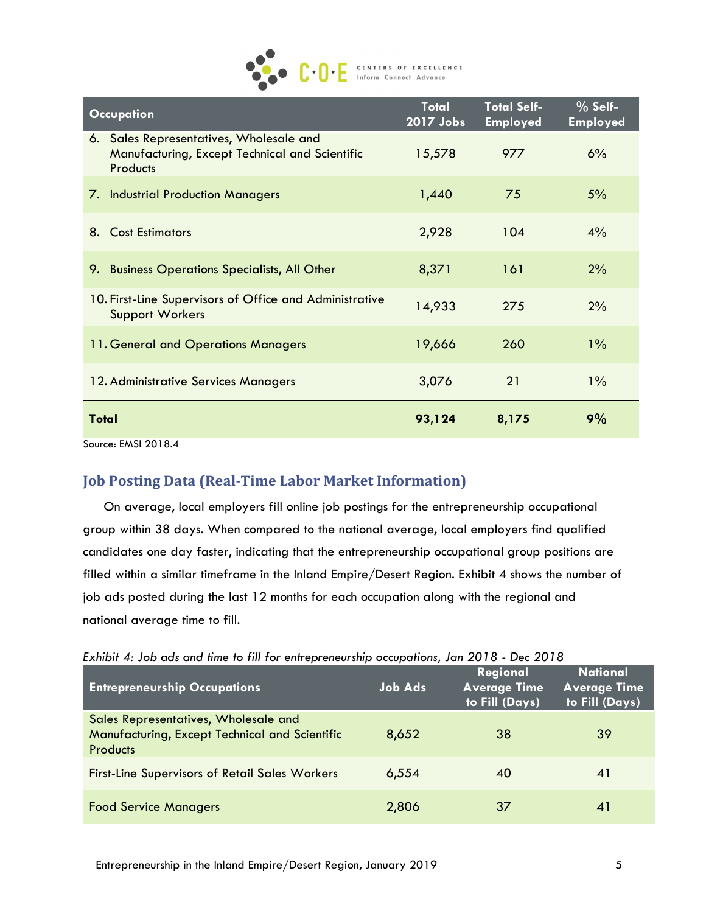| Occupation | Total 2017 Jobs | Total Self-Employed | % Self-Employed |
|---|---|---|---|
| 6. Sales Representatives, Wholesale and Manufacturing, Except Technical and Scientific Products | 15,578 | 977 | 6% |
| 7. Industrial Production Managers | 1,440 | 75 | 5% |
| 8. Cost Estimators | 2,928 | 104 | 4% |
| 9. Business Operations Specialists, All Other | 8,371 | 161 | 2% |
| 10. First-Line Supervisors of Office and Administrative Support Workers | 14,933 | 275 | 2% |
| 11. General and Operations Managers | 19,666 | 260 | 1% |
| 12. Administrative Services Managers | 3,076 | 21 | 1% |
| **Total** | **93,124** | **8,175** | **9%** |

Source: EMSI 2018.4

## Job Posting Data (Real-Time Labor Market Information)

On average, local employers fill online job postings for the entrepreneurship occupational group within 38 days. When compared to the national average, local employers find qualified candidates one day faster, indicating that the entrepreneurship occupational group positions are filled within a similar timeframe in the Inland Empire/Desert Region. Exhibit 4 shows the number of job ads posted during the last 12 months for each occupation along with the regional and national average time to fill.

*Exhibit 4: Job ads and time to fill for entrepreneurship occupations, Jan 2018 - Dec 2018*

| Entrepreneurship Occupations | Job Ads | Regional Average Time to Fill (Days) | National Average Time to Fill (Days) |
|---|---|---|---|
| Sales Representatives, Wholesale and Manufacturing, Except Technical and Scientific Products | 8,652 | 38 | 39 |
| First-Line Supervisors of Retail Sales Workers | 6,554 | 40 | 41 |
| Food Service Managers | 2,806 | 37 | 41 |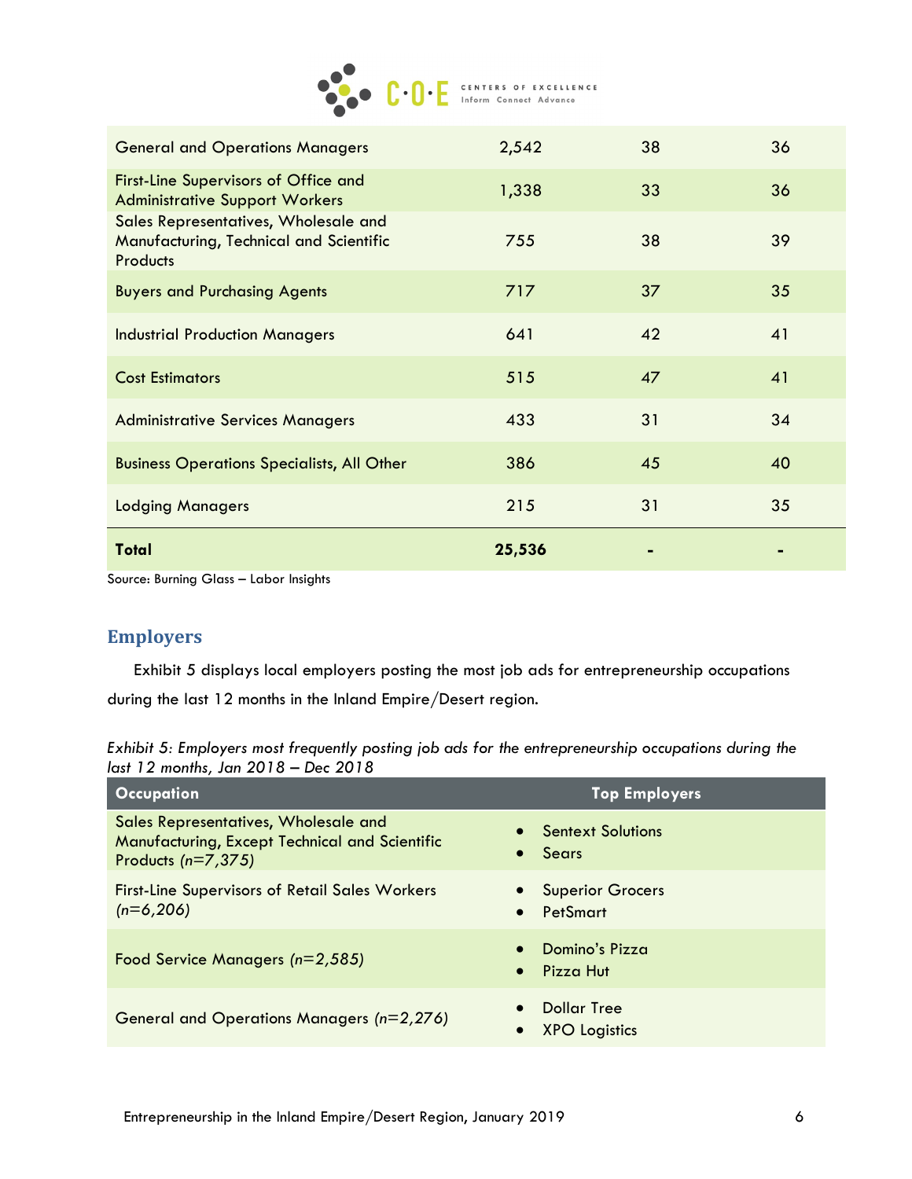| | | | |
|---|---|---|---|
| General and Operations Managers | 2,542 | 38 | 36 |
| First-Line Supervisors of Office and Administrative Support Workers | 1,338 | 33 | 36 |
| Sales Representatives, Wholesale and Manufacturing, Technical and Scientific Products | 755 | 38 | 39 |
| Buyers and Purchasing Agents | 717 | 37 | 35 |
| Industrial Production Managers | 641 | 42 | 41 |
| Cost Estimators | 515 | 47 | 41 |
| Administrative Services Managers | 433 | 31 | 34 |
| Business Operations Specialists, All Other | 386 | 45 | 40 |
| Lodging Managers | 215 | 31 | 35 |
| **Total** | **25,536** | **-** | **-** |

Source: Burning Glass – Labor Insights

## Employers

Exhibit 5 displays local employers posting the most job ads for entrepreneurship occupations during the last 12 months in the Inland Empire/Desert region.

*Exhibit 5: Employers most frequently posting job ads for the entrepreneurship occupations during the last 12 months, Jan 2018 – Dec 2018*

| Occupation | Top Employers |
|---|---|
| Sales Representatives, Wholesale and Manufacturing, Except Technical and Scientific Products *(n=7,375)* | • Sentext Solutions<br>• Sears |
| First-Line Supervisors of Retail Sales Workers *(n=6,206)* | • Superior Grocers<br>• PetSmart |
| Food Service Managers *(n=2,585)* | • Domino's Pizza<br>• Pizza Hut |
| General and Operations Managers *(n=2,276)* | • Dollar Tree<br>• XPO Logistics |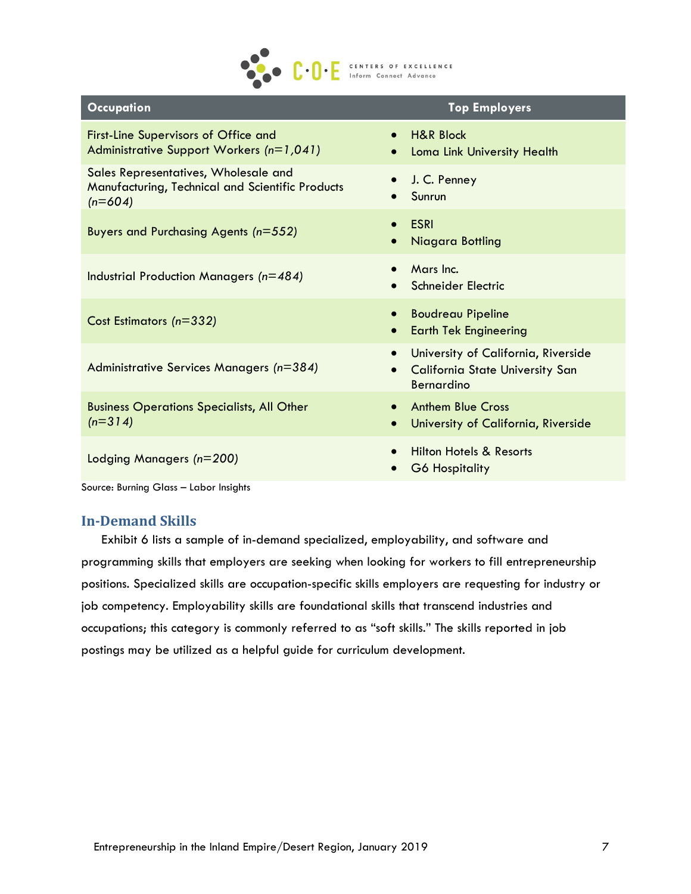| Occupation | Top Employers |
|---|---|
| First-Line Supervisors of Office and Administrative Support Workers *(n=1,041)* | • H&R Block<br>• Loma Link University Health |
| Sales Representatives, Wholesale and Manufacturing, Technical and Scientific Products *(n=604)* | • J. C. Penney<br>• Sunrun |
| Buyers and Purchasing Agents *(n=552)* | • ESRI<br>• Niagara Bottling |
| Industrial Production Managers *(n=484)* | • Mars Inc.<br>• Schneider Electric |
| Cost Estimators *(n=332)* | • Boudreau Pipeline<br>• Earth Tek Engineering |
| Administrative Services Managers *(n=384)* | • University of California, Riverside<br>• California State University San Bernardino |
| Business Operations Specialists, All Other *(n=314)* | • Anthem Blue Cross<br>• University of California, Riverside |
| Lodging Managers *(n=200)* | • Hilton Hotels & Resorts<br>• G6 Hospitality |

Source: Burning Glass – Labor Insights

## In-Demand Skills

Exhibit 6 lists a sample of in-demand specialized, employability, and software and programming skills that employers are seeking when looking for workers to fill entrepreneurship positions. Specialized skills are occupation-specific skills employers are requesting for industry or job competency. Employability skills are foundational skills that transcend industries and occupations; this category is commonly referred to as "soft skills." The skills reported in job postings may be utilized as a helpful guide for curriculum development.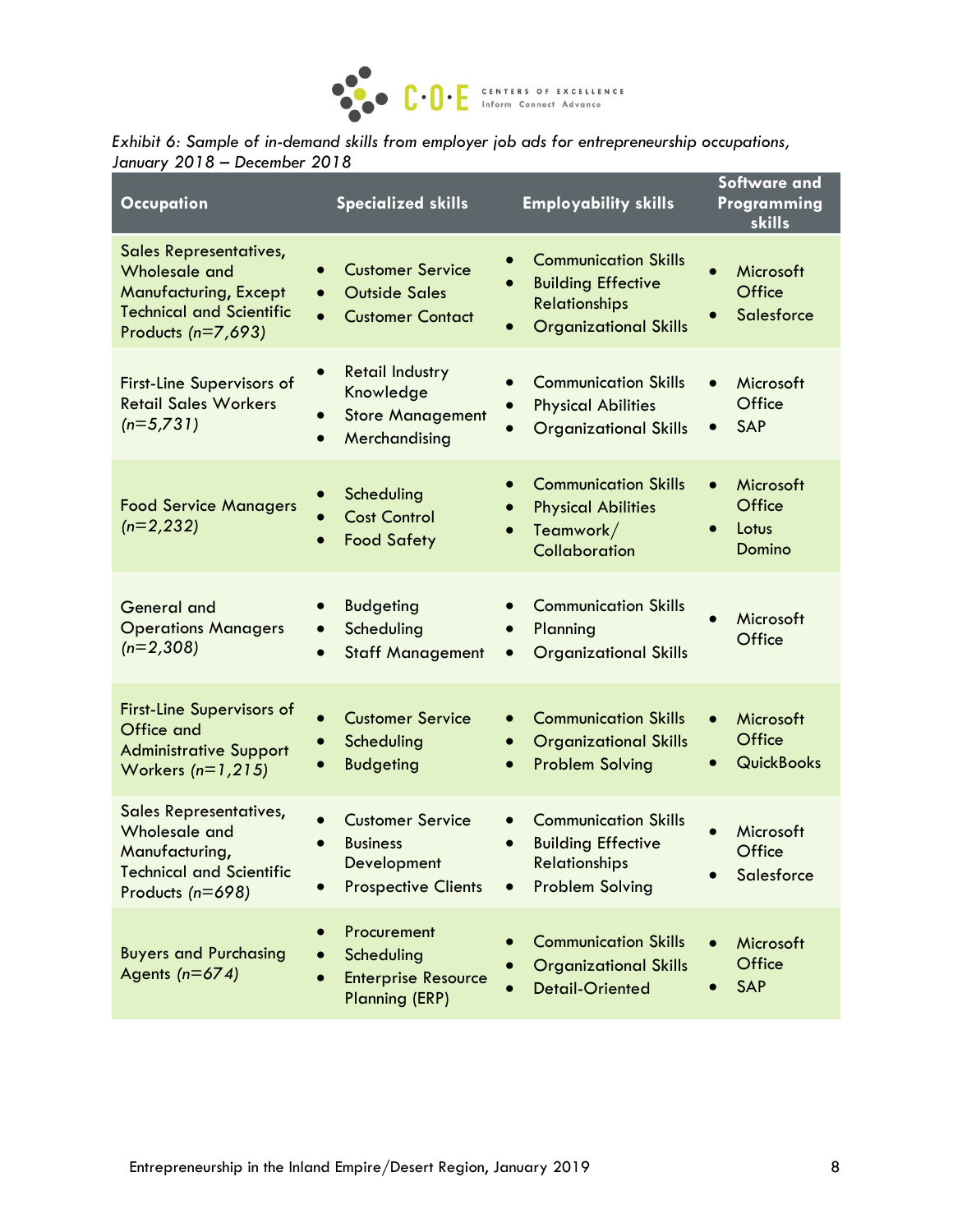*Exhibit 6: Sample of in-demand skills from employer job ads for entrepreneurship occupations, January 2018 – December 2018*

| Occupation | Specialized skills | Employability skills | Software and Programming skills |
|---|---|---|---|
| Sales Representatives, Wholesale and Manufacturing, Except Technical and Scientific Products *(n=7,693)* | • Customer Service<br>• Outside Sales<br>• Customer Contact | • Communication Skills<br>• Building Effective Relationships<br>• Organizational Skills | • Microsoft Office<br>• Salesforce |
| First-Line Supervisors of Retail Sales Workers *(n=5,731)* | • Retail Industry Knowledge<br>• Store Management<br>• Merchandising | • Communication Skills<br>• Physical Abilities<br>• Organizational Skills | • Microsoft Office<br>• SAP |
| Food Service Managers *(n=2,232)* | • Scheduling<br>• Cost Control<br>• Food Safety | • Communication Skills<br>• Physical Abilities<br>• Teamwork/ Collaboration | • Microsoft Office<br>• Lotus Domino |
| General and Operations Managers *(n=2,308)* | • Budgeting<br>• Scheduling<br>• Staff Management | • Communication Skills<br>• Planning<br>• Organizational Skills | • Microsoft Office |
| First-Line Supervisors of Office and Administrative Support Workers *(n=1,215)* | • Customer Service<br>• Scheduling<br>• Budgeting | • Communication Skills<br>• Organizational Skills<br>• Problem Solving | • Microsoft Office<br>• QuickBooks |
| Sales Representatives, Wholesale and Manufacturing, Technical and Scientific Products *(n=698)* | • Customer Service<br>• Business Development<br>• Prospective Clients | • Communication Skills<br>• Building Effective Relationships<br>• Problem Solving | • Microsoft Office<br>• Salesforce |
| Buyers and Purchasing Agents *(n=674)* | • Procurement<br>• Scheduling<br>• Enterprise Resource Planning (ERP) | • Communication Skills<br>• Organizational Skills<br>• Detail-Oriented | • Microsoft Office<br>• SAP |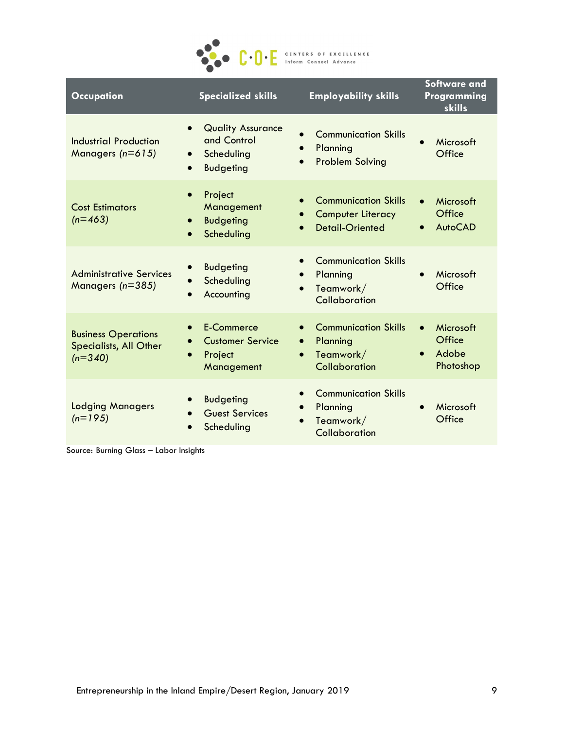| Occupation | Specialized skills | Employability skills | Software and Programming skills |
|---|---|---|---|
| Industrial Production Managers *(n=615)* | • Quality Assurance and Control<br>• Scheduling<br>• Budgeting | • Communication Skills<br>• Planning<br>• Problem Solving | • Microsoft Office |
| Cost Estimators *(n=463)* | • Project Management<br>• Budgeting<br>• Scheduling | • Communication Skills<br>• Computer Literacy<br>• Detail-Oriented | • Microsoft Office<br>• AutoCAD |
| Administrative Services Managers *(n=385)* | • Budgeting<br>• Scheduling<br>• Accounting | • Communication Skills<br>• Planning<br>• Teamwork/ Collaboration | • Microsoft Office |
| Business Operations Specialists, All Other *(n=340)* | • E-Commerce<br>• Customer Service<br>• Project Management | • Communication Skills<br>• Planning<br>• Teamwork/ Collaboration | • Microsoft Office<br>• Adobe Photoshop |
| Lodging Managers *(n=195)* | • Budgeting<br>• Guest Services<br>• Scheduling | • Communication Skills<br>• Planning<br>• Teamwork/ Collaboration | • Microsoft Office |

Source: Burning Glass – Labor Insights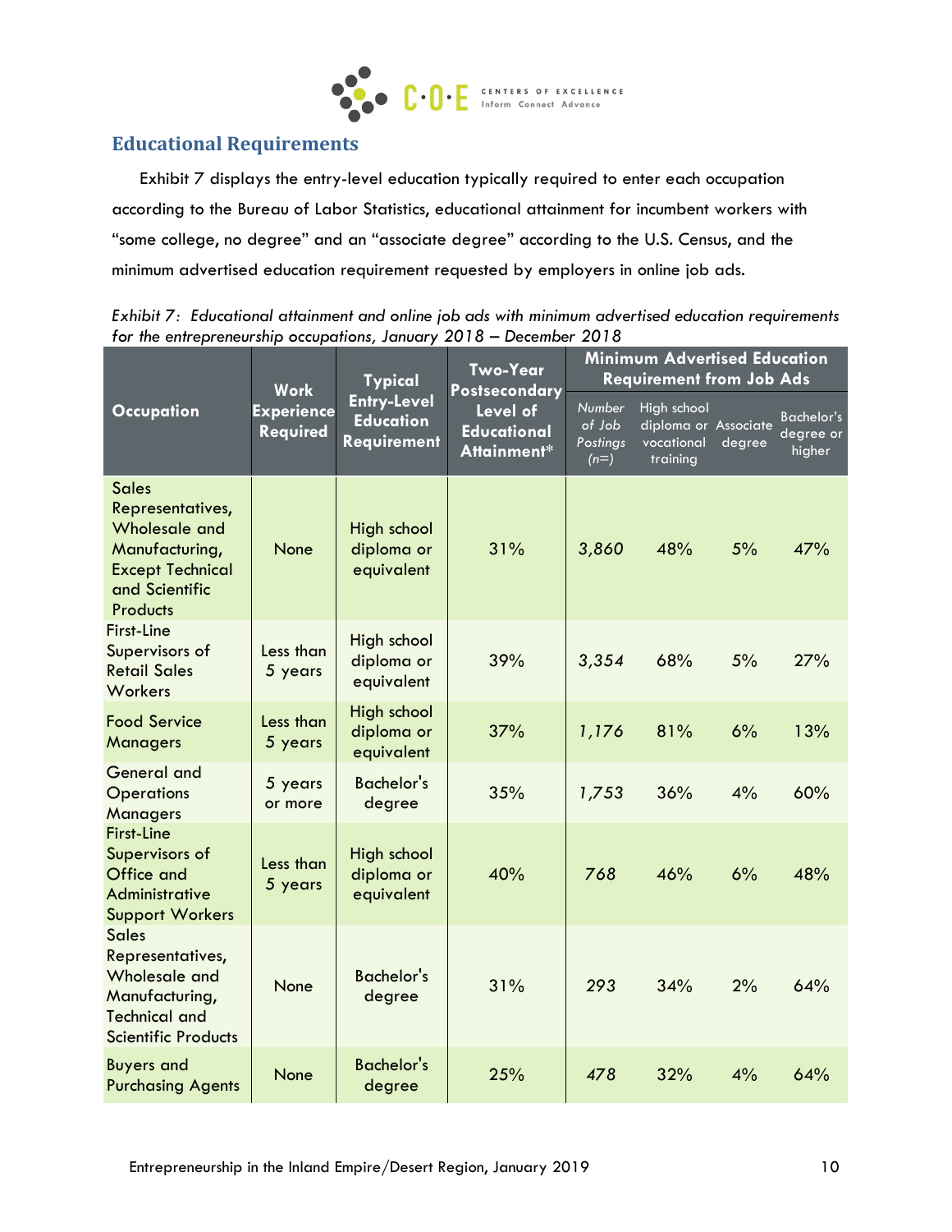## Educational Requirements

Exhibit 7 displays the entry-level education typically required to enter each occupation according to the Bureau of Labor Statistics, educational attainment for incumbent workers with "some college, no degree" and an "associate degree" according to the U.S. Census, and the minimum advertised education requirement requested by employers in online job ads.

*Exhibit 7: Educational attainment and online job ads with minimum advertised education requirements for the entrepreneurship occupations, January 2018 – December 2018*

| Occupation | Work Experience Required | Typical Entry-Level Education Requirement | Two-Year Postsecondary Level of Educational Attainment* | Minimum Advertised Education Requirement from Job Ads | | | |
|---|---|---|---|---|---|---|---|
| | | | | *Number of Job Postings (n=)* | High school diploma or vocational training | Associate degree | Bachelor's degree or higher |
| Sales Representatives, Wholesale and Manufacturing, Except Technical and Scientific Products | None | High school diploma or equivalent | 31% | 3,860 | 48% | 5% | 47% |
| First-Line Supervisors of Retail Sales Workers | Less than 5 years | High school diploma or equivalent | 39% | 3,354 | 68% | 5% | 27% |
| Food Service Managers | Less than 5 years | High school diploma or equivalent | 37% | 1,176 | 81% | 6% | 13% |
| General and Operations Managers | 5 years or more | Bachelor's degree | 35% | 1,753 | 36% | 4% | 60% |
| First-Line Supervisors of Office and Administrative Support Workers | Less than 5 years | High school diploma or equivalent | 40% | 768 | 46% | 6% | 48% |
| Sales Representatives, Wholesale and Manufacturing, Technical and Scientific Products | None | Bachelor's degree | 31% | 293 | 34% | 2% | 64% |
| Buyers and Purchasing Agents | None | Bachelor's degree | 25% | 478 | 32% | 4% | 64% |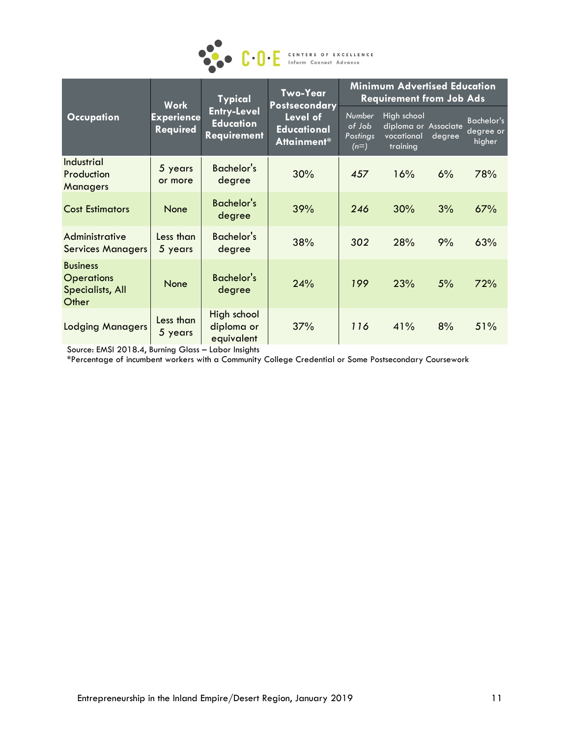| Occupation | Work Experience Required | Typical Entry-Level Education Requirement | Two-Year Postsecondary Level of Educational Attainment* | Minimum Advertised Education Requirement from Job Ads | | | |
|---|---|---|---|---|---|---|---|
| | | | | *Number of Job Postings (n=)* | High school diploma or vocational training | Associate degree | Bachelor's degree or higher |
| Industrial Production Managers | 5 years or more | Bachelor's degree | 30% | *457* | 16% | 6% | 78% |
| Cost Estimators | None | Bachelor's degree | 39% | *246* | 30% | 3% | 67% |
| Administrative Services Managers | Less than 5 years | Bachelor's degree | 38% | *302* | 28% | 9% | 63% |
| Business Operations Specialists, All Other | None | Bachelor's degree | 24% | *199* | 23% | 5% | 72% |
| Lodging Managers | Less than 5 years | High school diploma or equivalent | 37% | *116* | 41% | 8% | 51% |

Source: EMSI 2018.4, Burning Glass – Labor Insights
*Percentage of incumbent workers with a Community College Credential or Some Postsecondary Coursework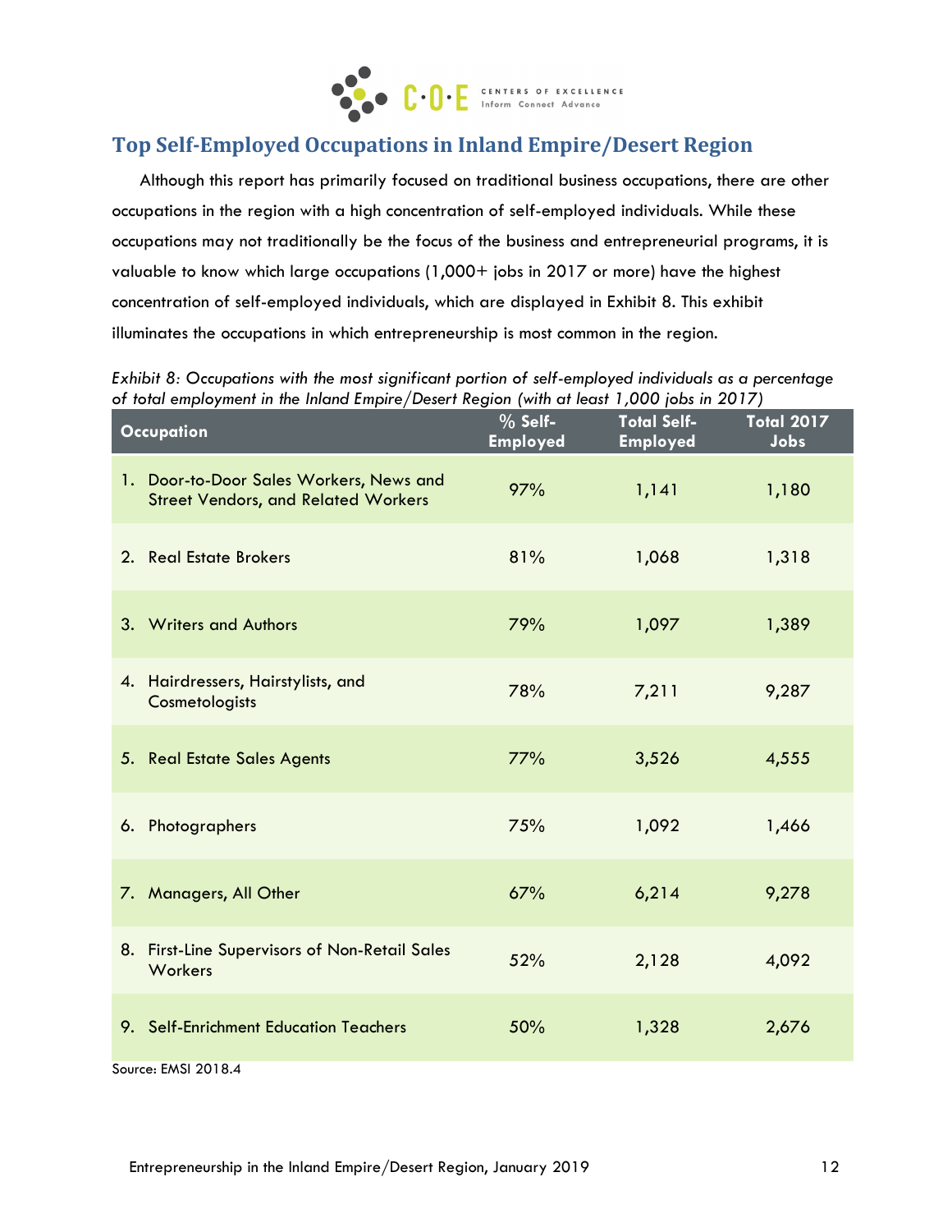## Top Self-Employed Occupations in Inland Empire/Desert Region

Although this report has primarily focused on traditional business occupations, there are other occupations in the region with a high concentration of self-employed individuals. While these occupations may not traditionally be the focus of the business and entrepreneurial programs, it is valuable to know which large occupations (1,000+ jobs in 2017 or more) have the highest concentration of self-employed individuals, which are displayed in Exhibit 8. This exhibit illuminates the occupations in which entrepreneurship is most common in the region.

*Exhibit 8: Occupations with the most significant portion of self-employed individuals as a percentage of total employment in the Inland Empire/Desert Region (with at least 1,000 jobs in 2017)*

| Occupation | % Self-Employed | Total Self-Employed | Total 2017 Jobs |
|---|---|---|---|
| 1. Door-to-Door Sales Workers, News and Street Vendors, and Related Workers | 97% | 1,141 | 1,180 |
| 2. Real Estate Brokers | 81% | 1,068 | 1,318 |
| 3. Writers and Authors | 79% | 1,097 | 1,389 |
| 4. Hairdressers, Hairstylists, and Cosmetologists | 78% | 7,211 | 9,287 |
| 5. Real Estate Sales Agents | 77% | 3,526 | 4,555 |
| 6. Photographers | 75% | 1,092 | 1,466 |
| 7. Managers, All Other | 67% | 6,214 | 9,278 |
| 8. First-Line Supervisors of Non-Retail Sales Workers | 52% | 2,128 | 4,092 |
| 9. Self-Enrichment Education Teachers | 50% | 1,328 | 2,676 |

Source: EMSI 2018.4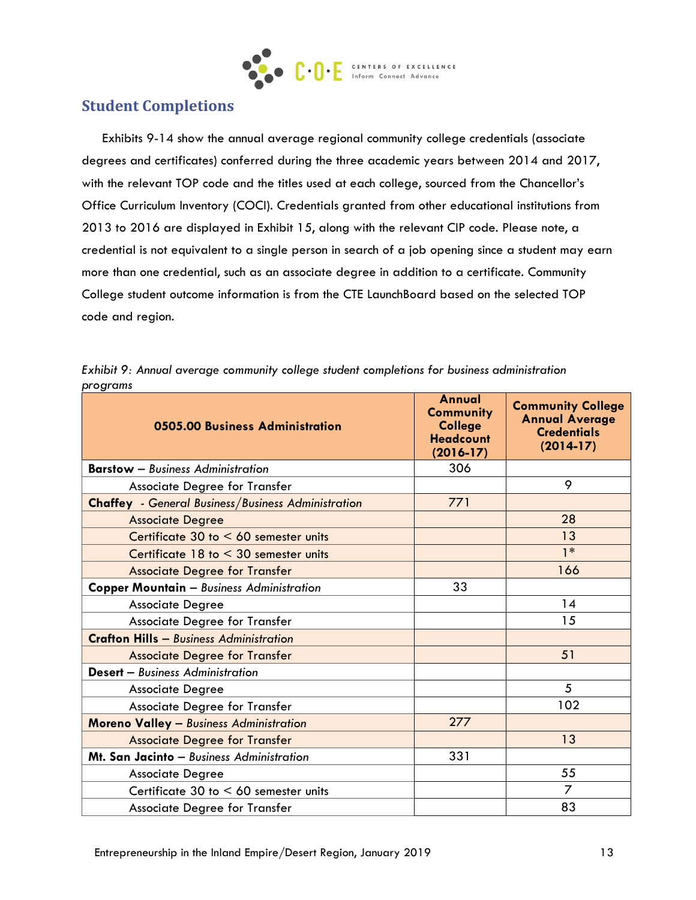## Student Completions

Exhibits 9-14 show the annual average regional community college credentials (associate degrees and certificates) conferred during the three academic years between 2014 and 2017, with the relevant TOP code and the titles used at each college, sourced from the Chancellor's Office Curriculum Inventory (COCI). Credentials granted from other educational institutions from 2013 to 2016 are displayed in Exhibit 15, along with the relevant CIP code. Please note, a credential is not equivalent to a single person in search of a job opening since a student may earn more than one credential, such as an associate degree in addition to a certificate. Community College student outcome information is from the CTE LaunchBoard based on the selected TOP code and region.

*Exhibit 9: Annual average community college student completions for business administration programs*

| 0505.00 Business Administration | Annual Community College Headcount (2016-17) | Community College Annual Average Credentials (2014-17) |
|---|---|---|
| **Barstow –** *Business Administration* | 306 | |
| Associate Degree for Transfer | | 9 |
| **Chaffey** - *General Business/Business Administration* | 771 | |
| Associate Degree | | 28 |
| Certificate 30 to < 60 semester units | | 13 |
| Certificate 18 to < 30 semester units | | 1* |
| Associate Degree for Transfer | | 166 |
| **Copper Mountain –** *Business Administration* | 33 | |
| Associate Degree | | 14 |
| Associate Degree for Transfer | | 15 |
| **Crafton Hills –** *Business Administration* | | |
| Associate Degree for Transfer | | 51 |
| **Desert –** *Business Administration* | | |
| Associate Degree | | 5 |
| Associate Degree for Transfer | | 102 |
| **Moreno Valley –** *Business Administration* | 277 | |
| Associate Degree for Transfer | | 13 |
| **Mt. San Jacinto –** *Business Administration* | 331 | |
| Associate Degree | | 55 |
| Certificate 30 to < 60 semester units | | 7 |
| Associate Degree for Transfer | | 83 |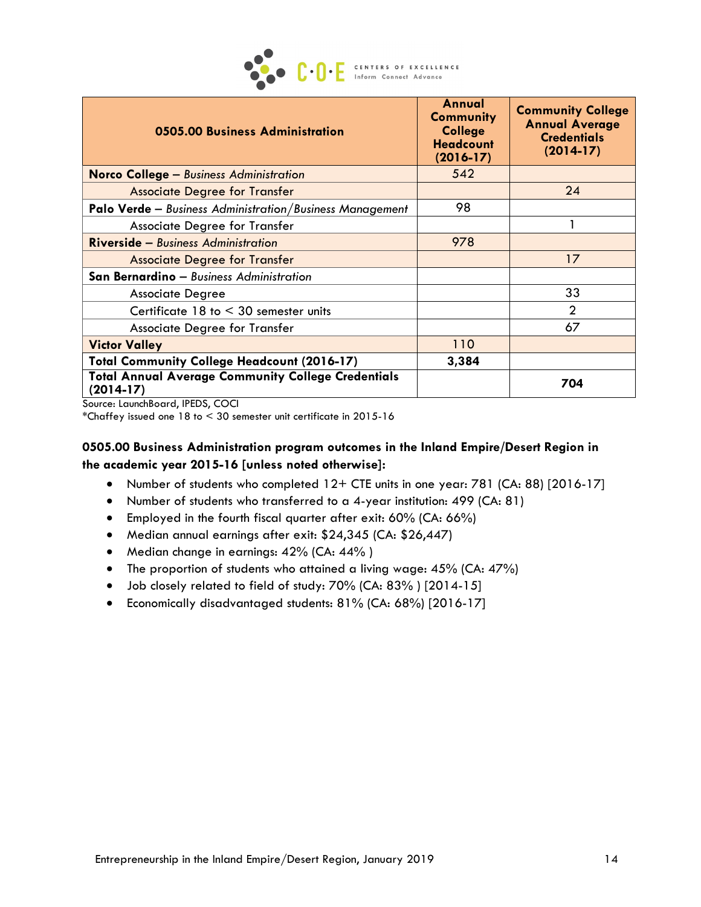| **0505.00 Business Administration** | **Annual Community College Headcount (2016-17)** | **Community College Annual Average Credentials (2014-17)** |
|---|---|---|
| **Norco College –** *Business Administration* | 542 | |
| Associate Degree for Transfer | | 24 |
| **Palo Verde –** *Business Administration/Business Management* | 98 | |
| Associate Degree for Transfer | | 1 |
| **Riverside –** *Business Administration* | 978 | |
| Associate Degree for Transfer | | 17 |
| **San Bernardino –** *Business Administration* | | |
| Associate Degree | | 33 |
| Certificate 18 to < 30 semester units | | 2 |
| Associate Degree for Transfer | | 67 |
| **Victor Valley** | 110 | |
| **Total Community College Headcount (2016-17)** | **3,384** | |
| **Total Annual Average Community College Credentials (2014-17)** | | **704** |

Source: LaunchBoard, IPEDS, COCI

*Chaffey issued one 18 to < 30 semester unit certificate in 2015-16

**0505.00 Business Administration program outcomes in the Inland Empire/Desert Region in the academic year 2015-16 [unless noted otherwise]:**

- Number of students who completed 12+ CTE units in one year: 781 (CA: 88) [2016-17]
- Number of students who transferred to a 4-year institution: 499 (CA: 81)
- Employed in the fourth fiscal quarter after exit: 60% (CA: 66%)
- Median annual earnings after exit: $24,345 (CA: $26,447)
- Median change in earnings: 42% (CA: 44% )
- The proportion of students who attained a living wage: 45% (CA: 47%)
- Job closely related to field of study: 70% (CA: 83% ) [2014-15]
- Economically disadvantaged students: 81% (CA: 68%) [2016-17]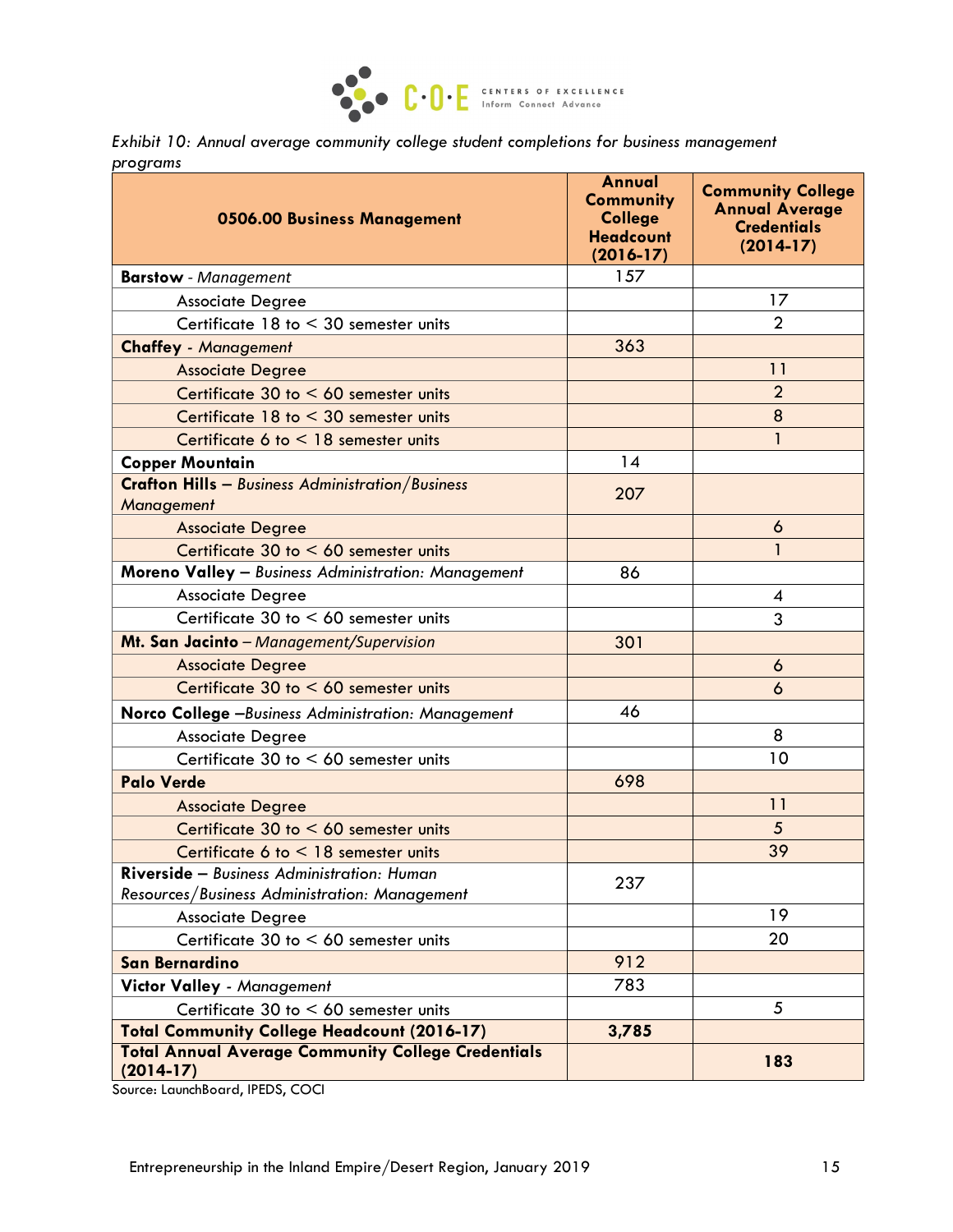*Exhibit 10: Annual average community college student completions for business management programs*

| 0506.00 Business Management | Annual Community College Headcount (2016-17) | Community College Annual Average Credentials (2014-17) |
|---|---|---|
| **Barstow** - *Management* | 157 | |
| Associate Degree | | 17 |
| Certificate 18 to < 30 semester units | | 2 |
| **Chaffey** - *Management* | 363 | |
| Associate Degree | | 11 |
| Certificate 30 to < 60 semester units | | 2 |
| Certificate 18 to < 30 semester units | | 8 |
| Certificate 6 to < 18 semester units | | 1 |
| **Copper Mountain** | 14 | |
| **Crafton Hills –** *Business Administration/Business Management* | 207 | |
| Associate Degree | | 6 |
| Certificate 30 to < 60 semester units | | 1 |
| **Moreno Valley –** *Business Administration: Management* | 86 | |
| Associate Degree | | 4 |
| Certificate 30 to < 60 semester units | | 3 |
| **Mt. San Jacinto** – *Management/Supervision* | 301 | |
| Associate Degree | | 6 |
| Certificate 30 to < 60 semester units | | 6 |
| **Norco College –***Business Administration: Management* | 46 | |
| Associate Degree | | 8 |
| Certificate 30 to < 60 semester units | | 10 |
| **Palo Verde** | 698 | |
| Associate Degree | | 11 |
| Certificate 30 to < 60 semester units | | 5 |
| Certificate 6 to < 18 semester units | | 39 |
| **Riverside –** *Business Administration: Human Resources/Business Administration: Management* | 237 | |
| Associate Degree | | 19 |
| Certificate 30 to < 60 semester units | | 20 |
| **San Bernardino** | 912 | |
| **Victor Valley** - *Management* | 783 | |
| Certificate 30 to < 60 semester units | | 5 |
| **Total Community College Headcount (2016-17)** | **3,785** | |
| **Total Annual Average Community College Credentials (2014-17)** | | **183** |

Source: LaunchBoard, IPEDS, COCI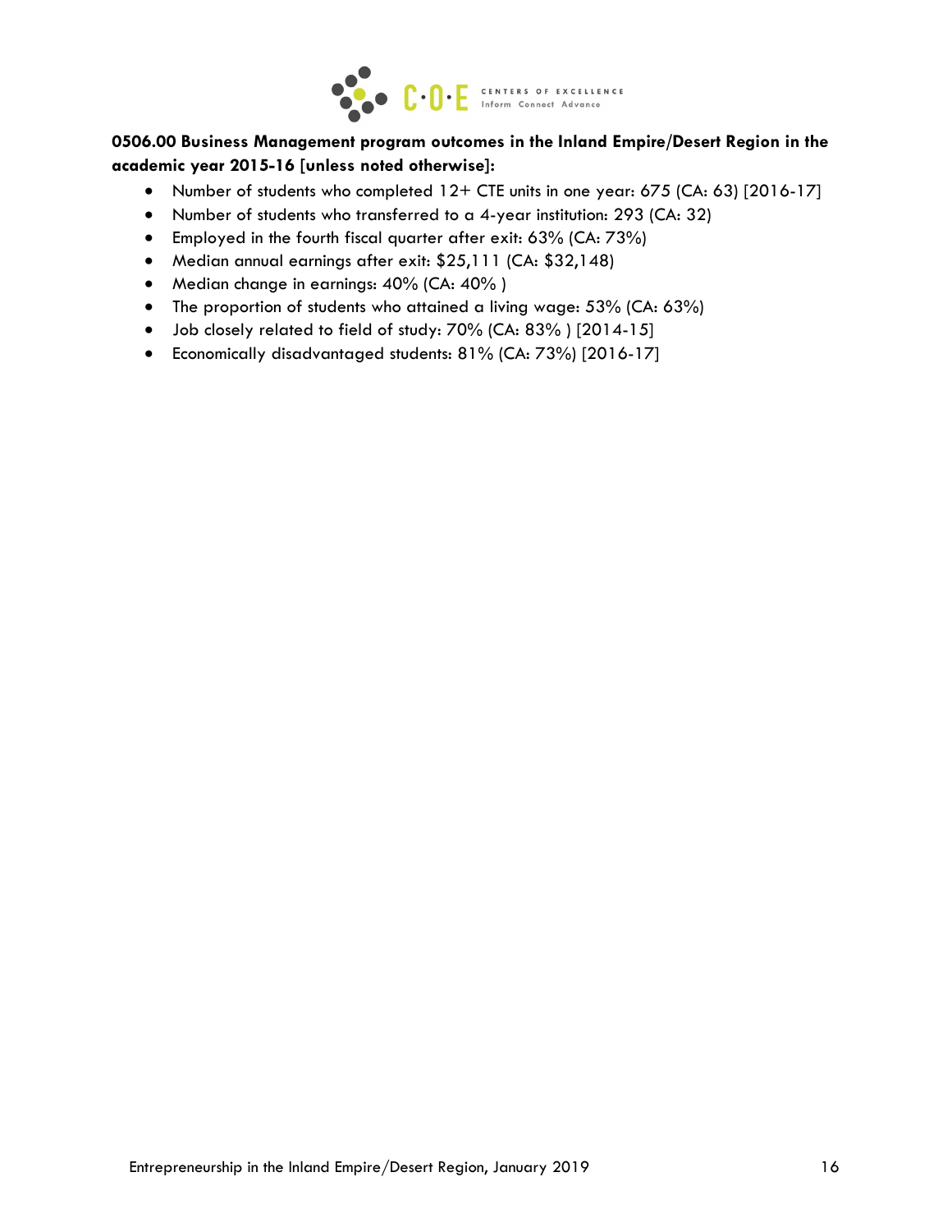**0506.00 Business Management program outcomes in the Inland Empire/Desert Region in the academic year 2015-16 [unless noted otherwise]:**

- Number of students who completed 12+ CTE units in one year: 675 (CA: 63) [2016-17]
- Number of students who transferred to a 4-year institution: 293 (CA: 32)
- Employed in the fourth fiscal quarter after exit: 63% (CA: 73%)
- Median annual earnings after exit: $25,111 (CA: $32,148)
- Median change in earnings: 40% (CA: 40% )
- The proportion of students who attained a living wage: 53% (CA: 63%)
- Job closely related to field of study: 70% (CA: 83% ) [2014-15]
- Economically disadvantaged students: 81% (CA: 73%) [2016-17]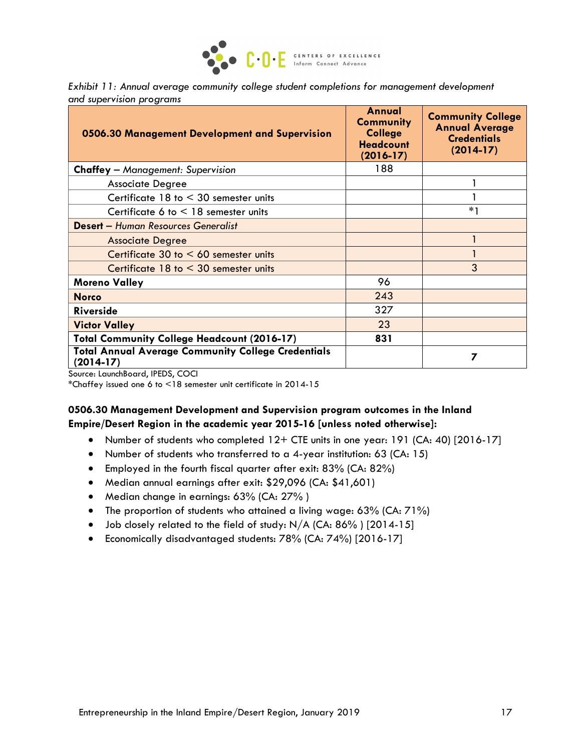*Exhibit 11: Annual average community college student completions for management development and supervision programs*

| 0506.30 Management Development and Supervision | Annual Community College Headcount (2016-17) | Community College Annual Average Credentials (2014-17) |
|---|---|---|
| **Chaffey –** *Management: Supervision* | 188 | |
| Associate Degree | | 1 |
| Certificate 18 to < 30 semester units | | 1 |
| Certificate 6 to < 18 semester units | | *1 |
| **Desert –** *Human Resources Generalist* | | |
| Associate Degree | | 1 |
| Certificate 30 to < 60 semester units | | 1 |
| Certificate 18 to < 30 semester units | | 3 |
| **Moreno Valley** | 96 | |
| **Norco** | 243 | |
| **Riverside** | 327 | |
| **Victor Valley** | 23 | |
| **Total Community College Headcount (2016-17)** | **831** | |
| **Total Annual Average Community College Credentials (2014-17)** | | **7** |

Source: LaunchBoard, IPEDS, COCI
*Chaffey issued one 6 to <18 semester unit certificate in 2014-15

**0506.30 Management Development and Supervision program outcomes in the Inland Empire/Desert Region in the academic year 2015-16 [unless noted otherwise]:**

- Number of students who completed 12+ CTE units in one year: 191 (CA: 40) [2016-17]
- Number of students who transferred to a 4-year institution: 63 (CA: 15)
- Employed in the fourth fiscal quarter after exit: 83% (CA: 82%)
- Median annual earnings after exit: $29,096 (CA: $41,601)
- Median change in earnings: 63% (CA: 27% )
- The proportion of students who attained a living wage: 63% (CA: 71%)
- Job closely related to the field of study: N/A (CA: 86% ) [2014-15]
- Economically disadvantaged students: 78% (CA: 74%) [2016-17]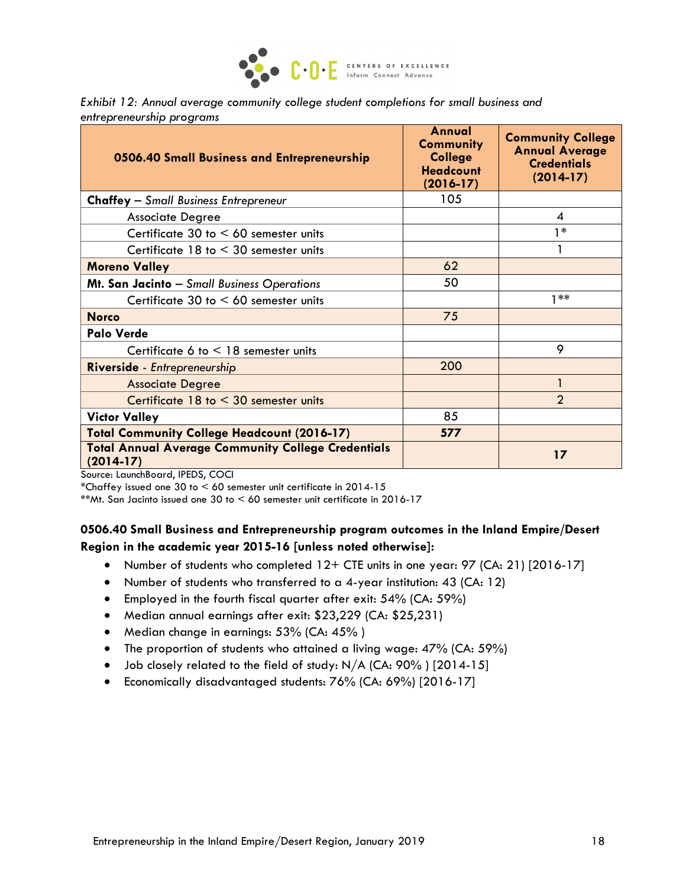*Exhibit 12: Annual average community college student completions for small business and entrepreneurship programs*

| 0506.40 Small Business and Entrepreneurship | Annual Community College Headcount (2016-17) | Community College Annual Average Credentials (2014-17) |
|---|---|---|
| **Chaffey** – *Small Business Entrepreneur* | 105 | |
| Associate Degree | | 4 |
| Certificate 30 to < 60 semester units | | 1* |
| Certificate 18 to < 30 semester units | | 1 |
| **Moreno Valley** | 62 | |
| **Mt. San Jacinto** – *Small Business Operations* | 50 | |
| Certificate 30 to < 60 semester units | | 1** |
| **Norco** | 75 | |
| **Palo Verde** | | |
| Certificate 6 to < 18 semester units | | 9 |
| **Riverside** - *Entrepreneurship* | 200 | |
| Associate Degree | | 1 |
| Certificate 18 to < 30 semester units | | 2 |
| **Victor Valley** | 85 | |
| **Total Community College Headcount (2016-17)** | **577** | |
| **Total Annual Average Community College Credentials (2014-17)** | | **17** |

Source: LaunchBoard, IPEDS, COCI

*Chaffey issued one 30 to < 60 semester unit certificate in 2014-15

**Mt. San Jacinto issued one 30 to < 60 semester unit certificate in 2016-17

**0506.40 Small Business and Entrepreneurship program outcomes in the Inland Empire/Desert Region in the academic year 2015-16 [unless noted otherwise]:**

- Number of students who completed 12+ CTE units in one year: 97 (CA: 21) [2016-17]
- Number of students who transferred to a 4-year institution: 43 (CA: 12)
- Employed in the fourth fiscal quarter after exit: 54% (CA: 59%)
- Median annual earnings after exit: $23,229 (CA: $25,231)
- Median change in earnings: 53% (CA: 45% )
- The proportion of students who attained a living wage: 47% (CA: 59%)
- Job closely related to the field of study: N/A (CA: 90% ) [2014-15]
- Economically disadvantaged students: 76% (CA: 69%) [2016-17]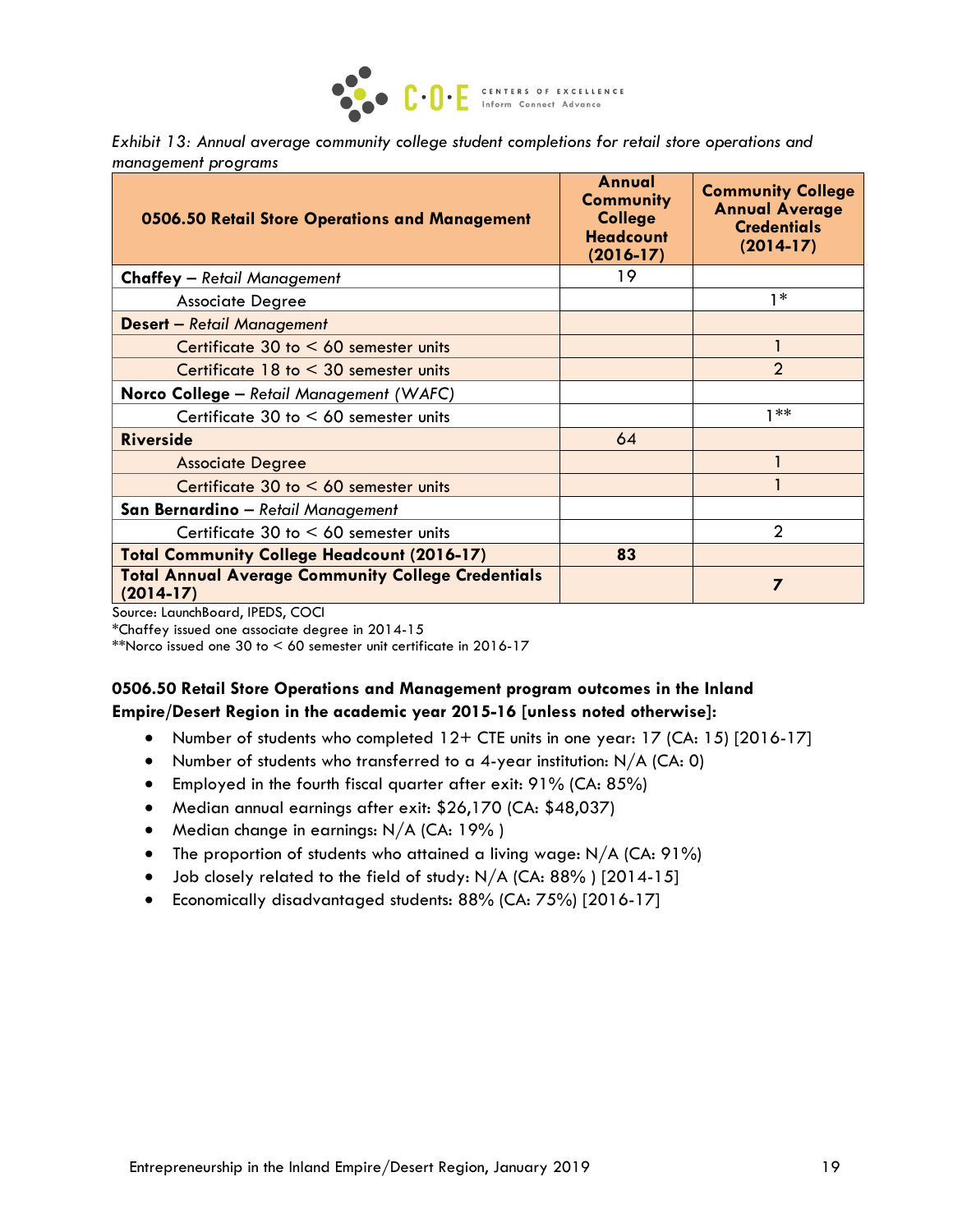*Exhibit 13: Annual average community college student completions for retail store operations and management programs*

| 0506.50 Retail Store Operations and Management | Annual Community College Headcount (2016-17) | Community College Annual Average Credentials (2014-17) |
|---|---|---|
| **Chaffey** – *Retail Management* | 19 | |
| Associate Degree | | 1* |
| **Desert** – *Retail Management* | | |
| Certificate 30 to < 60 semester units | | 1 |
| Certificate 18 to < 30 semester units | | 2 |
| **Norco College** – *Retail Management (WAFC)* | | |
| Certificate 30 to < 60 semester units | | 1** |
| **Riverside** | 64 | |
| Associate Degree | | 1 |
| Certificate 30 to < 60 semester units | | 1 |
| **San Bernardino** – *Retail Management* | | |
| Certificate 30 to < 60 semester units | | 2 |
| **Total Community College Headcount (2016-17)** | **83** | |
| **Total Annual Average Community College Credentials (2014-17)** | | **7** |

Source: LaunchBoard, IPEDS, COCI
*Chaffey issued one associate degree in 2014-15
**Norco issued one 30 to < 60 semester unit certificate in 2016-17

**0506.50 Retail Store Operations and Management program outcomes in the Inland Empire/Desert Region in the academic year 2015-16 [unless noted otherwise]:**

- Number of students who completed 12+ CTE units in one year: 17 (CA: 15) [2016-17]
- Number of students who transferred to a 4-year institution: N/A (CA: 0)
- Employed in the fourth fiscal quarter after exit: 91% (CA: 85%)
- Median annual earnings after exit: $26,170 (CA: $48,037)
- Median change in earnings: N/A (CA: 19% )
- The proportion of students who attained a living wage: N/A (CA: 91%)
- Job closely related to the field of study: N/A (CA: 88% ) [2014-15]
- Economically disadvantaged students: 88% (CA: 75%) [2016-17]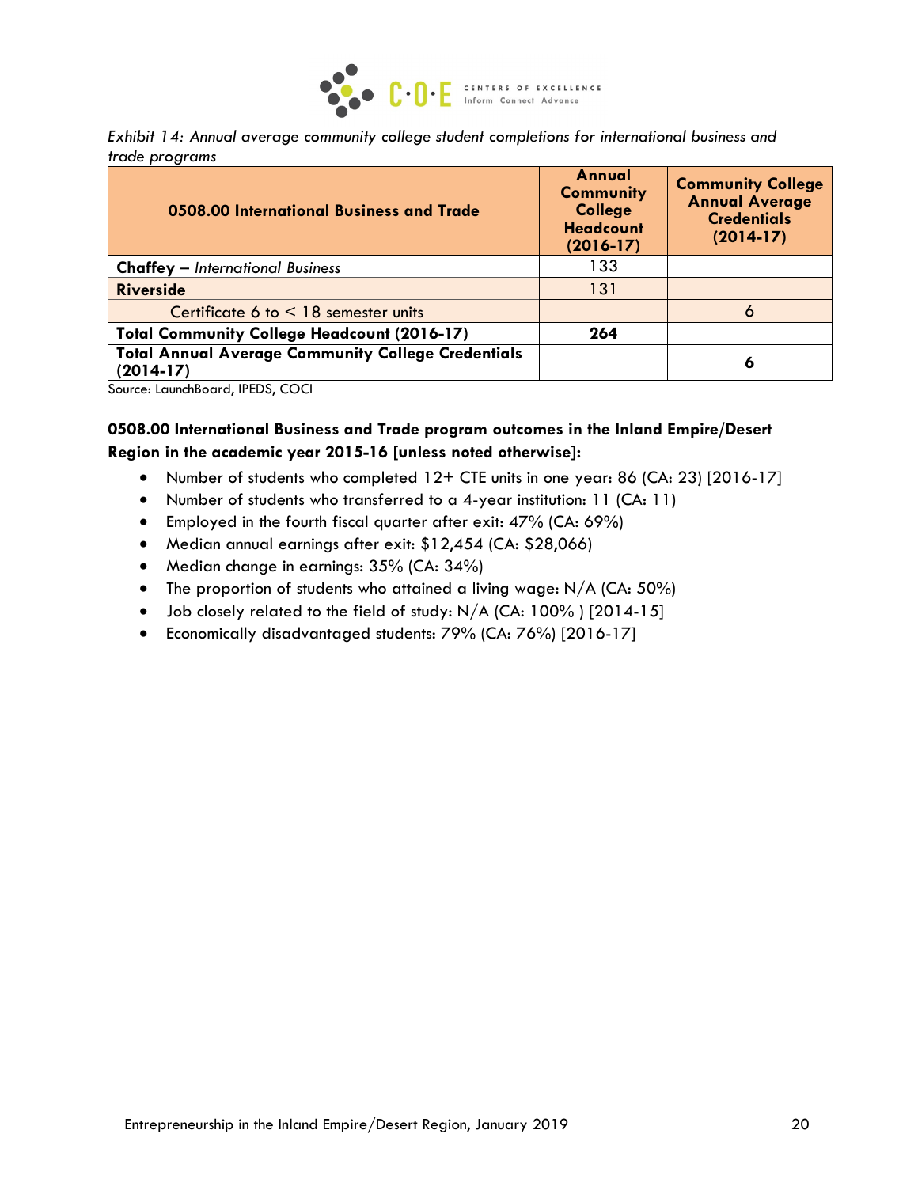*Exhibit 14: Annual average community college student completions for international business and trade programs*

| 0508.00 International Business and Trade | Annual Community College Headcount (2016-17) | Community College Annual Average Credentials (2014-17) |
|---|---|---|
| **Chaffey** – *International Business* | 133 | |
| **Riverside** | 131 | |
| Certificate 6 to < 18 semester units | | 6 |
| **Total Community College Headcount (2016-17)** | **264** | |
| **Total Annual Average Community College Credentials (2014-17)** | | **6** |

Source: LaunchBoard, IPEDS, COCI

**0508.00 International Business and Trade program outcomes in the Inland Empire/Desert Region in the academic year 2015-16 [unless noted otherwise]:**

- Number of students who completed 12+ CTE units in one year: 86 (CA: 23) [2016-17]
- Number of students who transferred to a 4-year institution: 11 (CA: 11)
- Employed in the fourth fiscal quarter after exit: 47% (CA: 69%)
- Median annual earnings after exit: $12,454 (CA: $28,066)
- Median change in earnings: 35% (CA: 34%)
- The proportion of students who attained a living wage: N/A (CA: 50%)
- Job closely related to the field of study: N/A (CA: 100% ) [2014-15]
- Economically disadvantaged students: 79% (CA: 76%) [2016-17]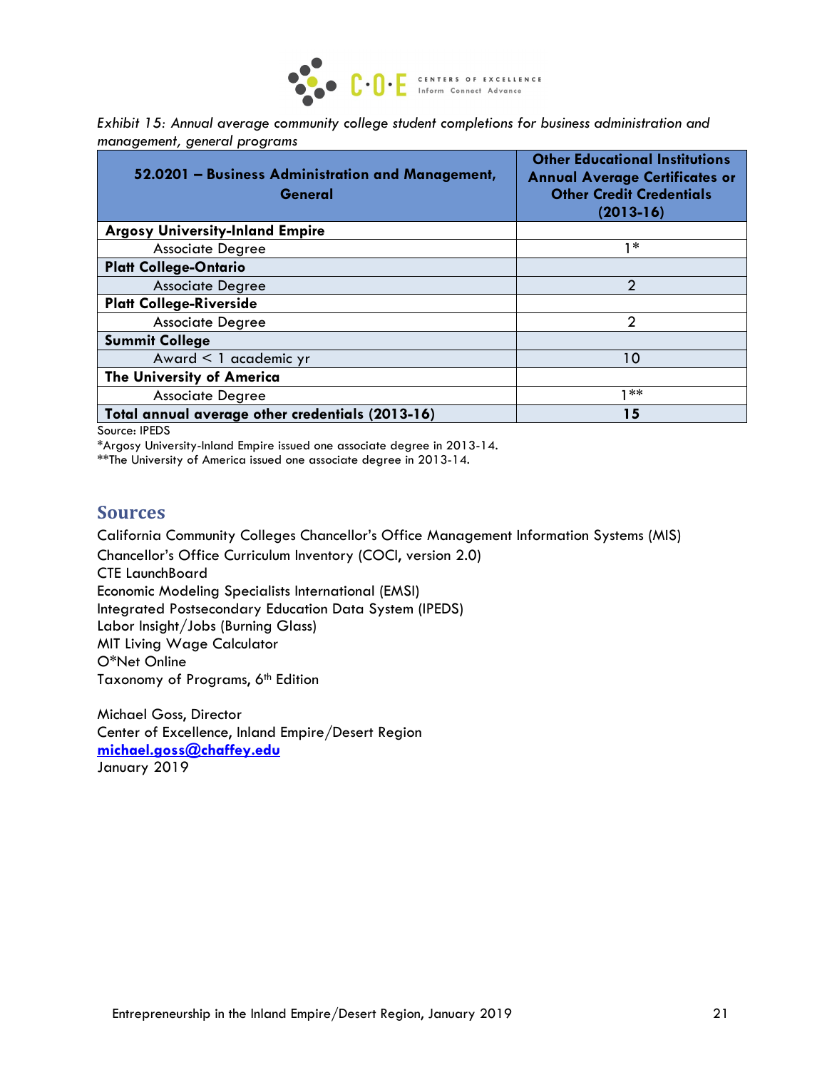*Exhibit 15: Annual average community college student completions for business administration and management, general programs*

| 52.0201 – Business Administration and Management, General | Other Educational Institutions Annual Average Certificates or Other Credit Credentials (2013-16) |
|---|---|
| **Argosy University-Inland Empire** | |
| Associate Degree | 1* |
| **Platt College-Ontario** | |
| Associate Degree | 2 |
| **Platt College-Riverside** | |
| Associate Degree | 2 |
| **Summit College** | |
| Award < 1 academic yr | 10 |
| **The University of America** | |
| Associate Degree | 1** |
| **Total annual average other credentials (2013-16)** | **15** |

Source: IPEDS

*Argosy University-Inland Empire issued one associate degree in 2013-14.

**The University of America issued one associate degree in 2013-14.

## Sources

California Community Colleges Chancellor's Office Management Information Systems (MIS)
Chancellor's Office Curriculum Inventory (COCI, version 2.0)
CTE LaunchBoard
Economic Modeling Specialists International (EMSI)
Integrated Postsecondary Education Data System (IPEDS)
Labor Insight/Jobs (Burning Glass)
MIT Living Wage Calculator
O*Net Online
Taxonomy of Programs, 6th Edition

Michael Goss, Director
Center of Excellence, Inland Empire/Desert Region
**michael.goss@chaffey.edu**
January 2019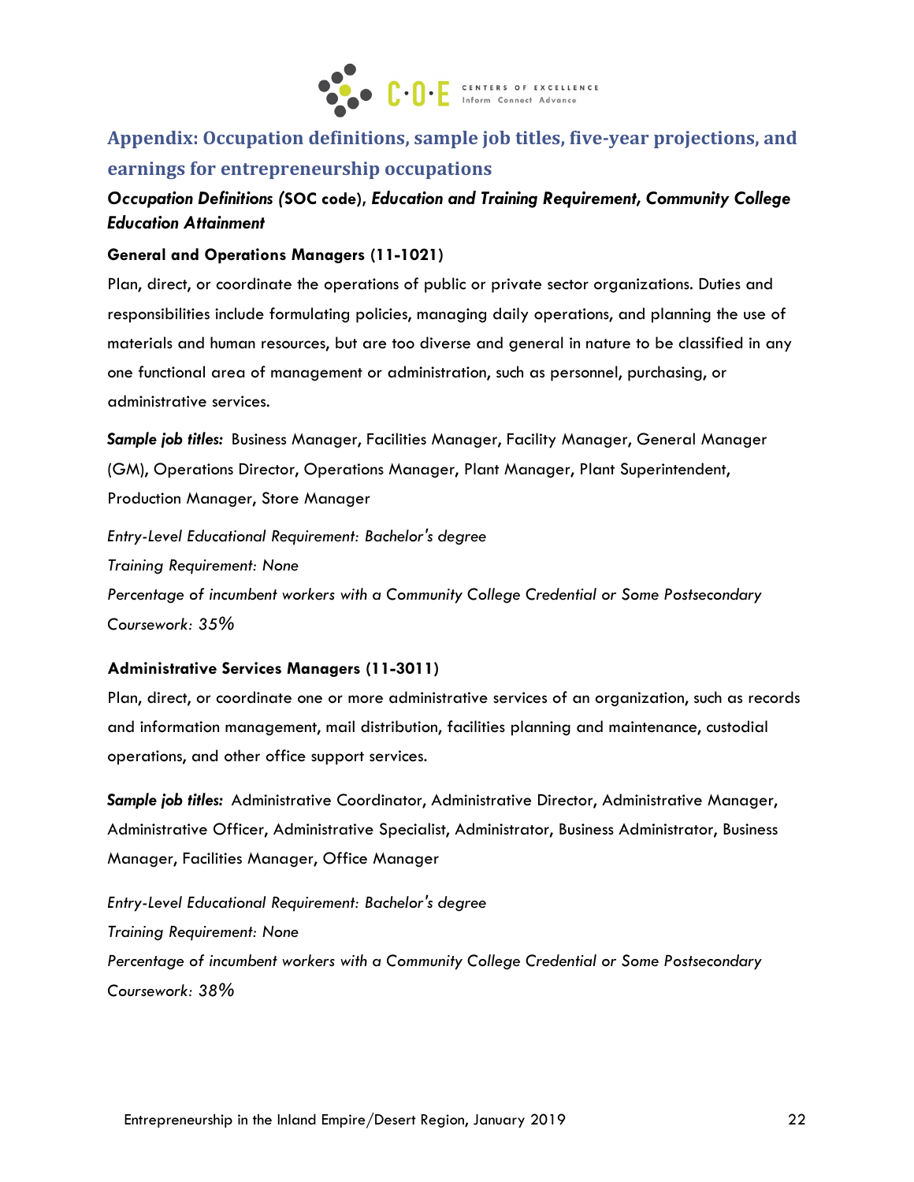## Appendix: Occupation definitions, sample job titles, five-year projections, and earnings for entrepreneurship occupations

***Occupation Definitions (*SOC code*), Education and Training Requirement, Community College Education Attainment***

**General and Operations Managers (11-1021)**

Plan, direct, or coordinate the operations of public or private sector organizations. Duties and responsibilities include formulating policies, managing daily operations, and planning the use of materials and human resources, but are too diverse and general in nature to be classified in any one functional area of management or administration, such as personnel, purchasing, or administrative services.

***Sample job titles:*** Business Manager, Facilities Manager, Facility Manager, General Manager (GM), Operations Director, Operations Manager, Plant Manager, Plant Superintendent, Production Manager, Store Manager

*Entry-Level Educational Requirement: Bachelor's degree*
*Training Requirement: None*
*Percentage of incumbent workers with a Community College Credential or Some Postsecondary Coursework: 35%*

**Administrative Services Managers (11-3011)**

Plan, direct, or coordinate one or more administrative services of an organization, such as records and information management, mail distribution, facilities planning and maintenance, custodial operations, and other office support services.

***Sample job titles:*** Administrative Coordinator, Administrative Director, Administrative Manager, Administrative Officer, Administrative Specialist, Administrator, Business Administrator, Business Manager, Facilities Manager, Office Manager

*Entry-Level Educational Requirement: Bachelor's degree*
*Training Requirement: None*
*Percentage of incumbent workers with a Community College Credential or Some Postsecondary Coursework: 38%*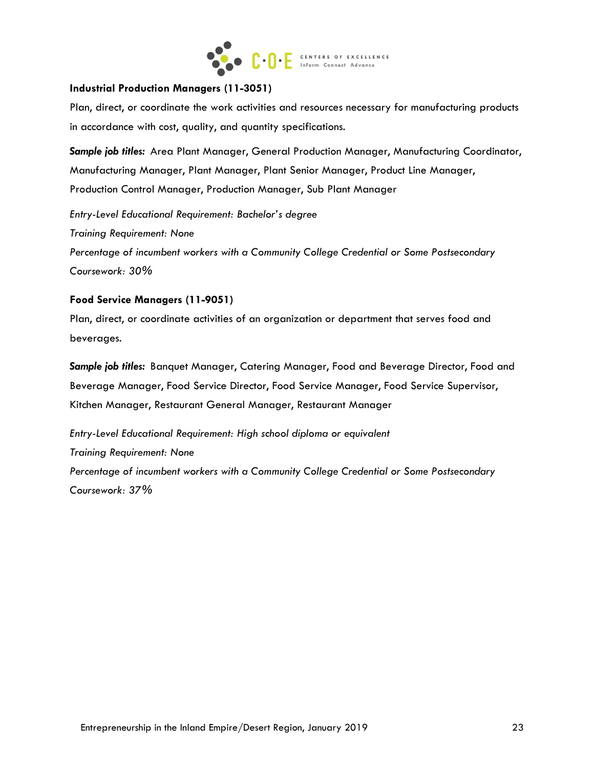**Industrial Production Managers (11-3051)**

Plan, direct, or coordinate the work activities and resources necessary for manufacturing products in accordance with cost, quality, and quantity specifications.

***Sample job titles:*** Area Plant Manager, General Production Manager, Manufacturing Coordinator, Manufacturing Manager, Plant Manager, Plant Senior Manager, Product Line Manager, Production Control Manager, Production Manager, Sub Plant Manager

*Entry-Level Educational Requirement: Bachelor's degree*
*Training Requirement: None*
*Percentage of incumbent workers with a Community College Credential or Some Postsecondary Coursework: 30%*

**Food Service Managers (11-9051)**

Plan, direct, or coordinate activities of an organization or department that serves food and beverages.

***Sample job titles:*** Banquet Manager, Catering Manager, Food and Beverage Director, Food and Beverage Manager, Food Service Director, Food Service Manager, Food Service Supervisor, Kitchen Manager, Restaurant General Manager, Restaurant Manager

*Entry-Level Educational Requirement: High school diploma or equivalent*
*Training Requirement: None*
*Percentage of incumbent workers with a Community College Credential or Some Postsecondary Coursework: 37%*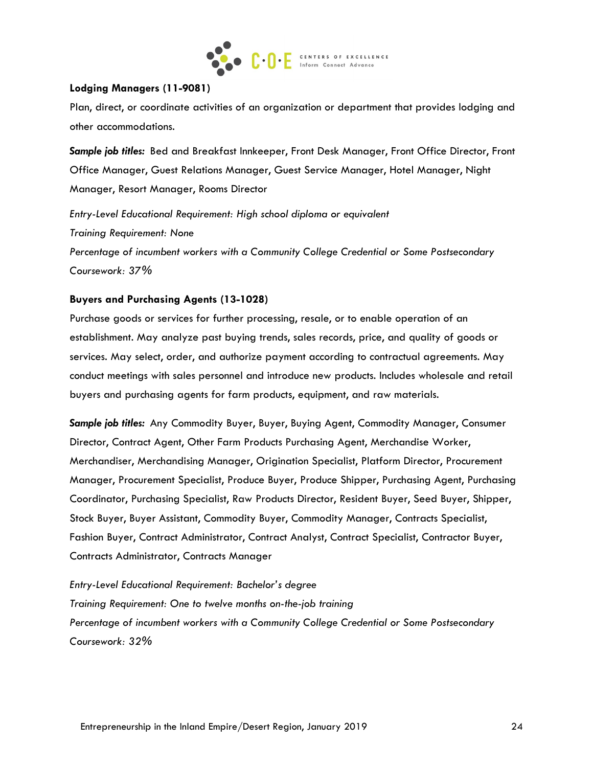**Lodging Managers (11-9081)**

Plan, direct, or coordinate activities of an organization or department that provides lodging and other accommodations.

***Sample job titles:*** Bed and Breakfast Innkeeper, Front Desk Manager, Front Office Director, Front Office Manager, Guest Relations Manager, Guest Service Manager, Hotel Manager, Night Manager, Resort Manager, Rooms Director

*Entry-Level Educational Requirement: High school diploma or equivalent*
*Training Requirement: None*
*Percentage of incumbent workers with a Community College Credential or Some Postsecondary Coursework: 37%*

**Buyers and Purchasing Agents (13-1028)**

Purchase goods or services for further processing, resale, or to enable operation of an establishment. May analyze past buying trends, sales records, price, and quality of goods or services. May select, order, and authorize payment according to contractual agreements. May conduct meetings with sales personnel and introduce new products. Includes wholesale and retail buyers and purchasing agents for farm products, equipment, and raw materials.

***Sample job titles:*** Any Commodity Buyer, Buyer, Buying Agent, Commodity Manager, Consumer Director, Contract Agent, Other Farm Products Purchasing Agent, Merchandise Worker, Merchandiser, Merchandising Manager, Origination Specialist, Platform Director, Procurement Manager, Procurement Specialist, Produce Buyer, Produce Shipper, Purchasing Agent, Purchasing Coordinator, Purchasing Specialist, Raw Products Director, Resident Buyer, Seed Buyer, Shipper, Stock Buyer, Buyer Assistant, Commodity Buyer, Commodity Manager, Contracts Specialist, Fashion Buyer, Contract Administrator, Contract Analyst, Contract Specialist, Contractor Buyer, Contracts Administrator, Contracts Manager

*Entry-Level Educational Requirement: Bachelor's degree*
*Training Requirement: One to twelve months on-the-job training*
*Percentage of incumbent workers with a Community College Credential or Some Postsecondary Coursework: 32%*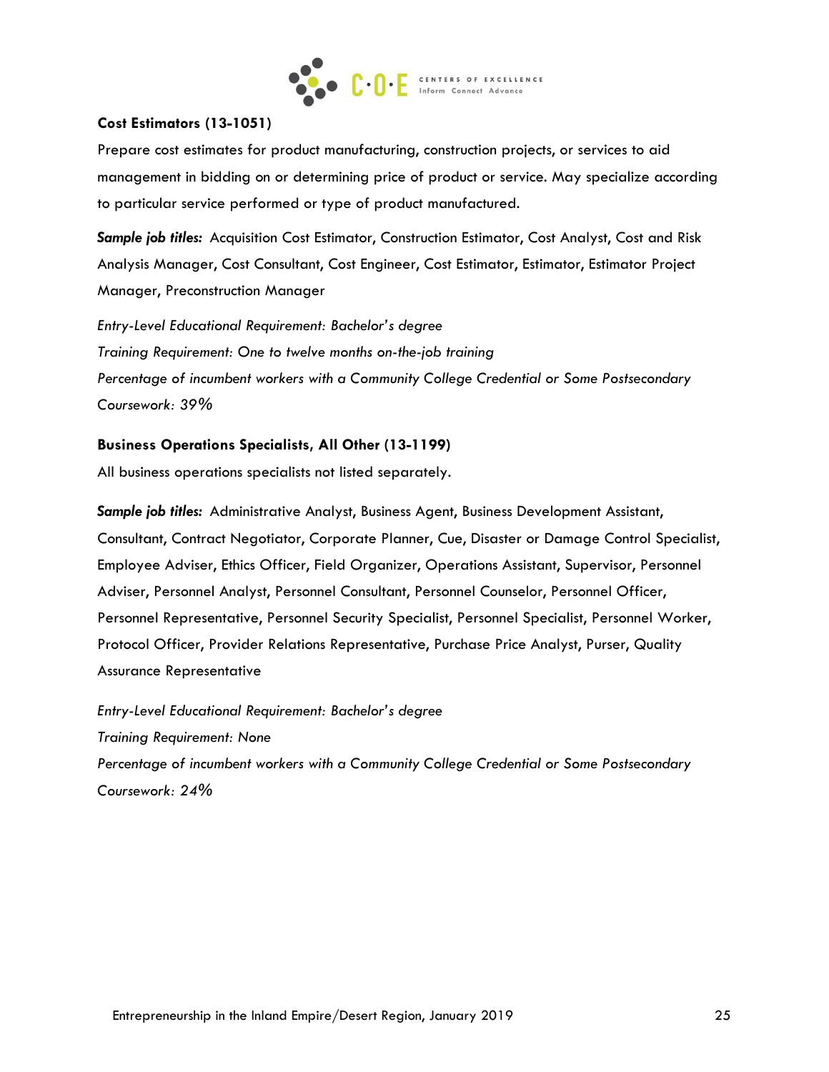**Cost Estimators (13-1051)**

Prepare cost estimates for product manufacturing, construction projects, or services to aid management in bidding on or determining price of product or service. May specialize according to particular service performed or type of product manufactured.

***Sample job titles:*** Acquisition Cost Estimator, Construction Estimator, Cost Analyst, Cost and Risk Analysis Manager, Cost Consultant, Cost Engineer, Cost Estimator, Estimator, Estimator Project Manager, Preconstruction Manager

*Entry-Level Educational Requirement: Bachelor's degree*
*Training Requirement: One to twelve months on-the-job training*
*Percentage of incumbent workers with a Community College Credential or Some Postsecondary Coursework: 39%*

**Business Operations Specialists, All Other (13-1199)**

All business operations specialists not listed separately.

***Sample job titles:*** Administrative Analyst, Business Agent, Business Development Assistant, Consultant, Contract Negotiator, Corporate Planner, Cue, Disaster or Damage Control Specialist, Employee Adviser, Ethics Officer, Field Organizer, Operations Assistant, Supervisor, Personnel Adviser, Personnel Analyst, Personnel Consultant, Personnel Counselor, Personnel Officer, Personnel Representative, Personnel Security Specialist, Personnel Specialist, Personnel Worker, Protocol Officer, Provider Relations Representative, Purchase Price Analyst, Purser, Quality Assurance Representative

*Entry-Level Educational Requirement: Bachelor's degree*
*Training Requirement: None*
*Percentage of incumbent workers with a Community College Credential or Some Postsecondary Coursework: 24%*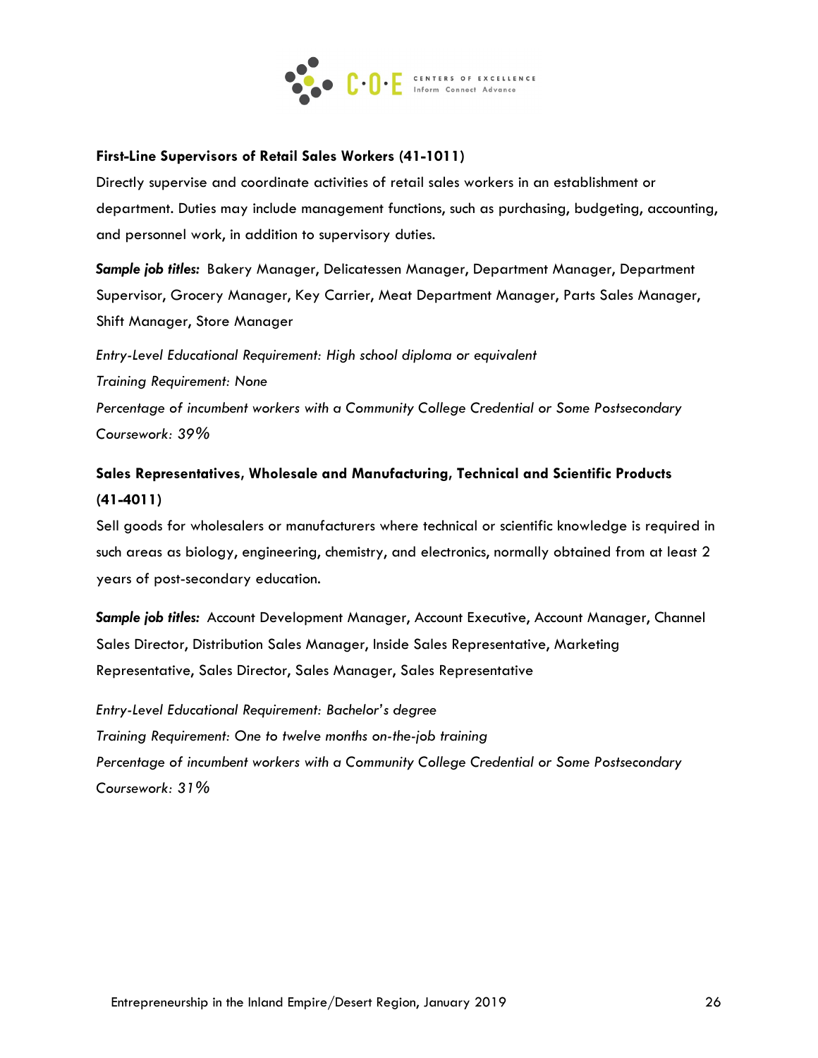**First-Line Supervisors of Retail Sales Workers (41-1011)**

Directly supervise and coordinate activities of retail sales workers in an establishment or department. Duties may include management functions, such as purchasing, budgeting, accounting, and personnel work, in addition to supervisory duties.

***Sample job titles:*** Bakery Manager, Delicatessen Manager, Department Manager, Department Supervisor, Grocery Manager, Key Carrier, Meat Department Manager, Parts Sales Manager, Shift Manager, Store Manager

*Entry-Level Educational Requirement: High school diploma or equivalent*
*Training Requirement: None*
*Percentage of incumbent workers with a Community College Credential or Some Postsecondary Coursework: 39%*

**Sales Representatives, Wholesale and Manufacturing, Technical and Scientific Products (41-4011)**

Sell goods for wholesalers or manufacturers where technical or scientific knowledge is required in such areas as biology, engineering, chemistry, and electronics, normally obtained from at least 2 years of post-secondary education.

***Sample job titles:*** Account Development Manager, Account Executive, Account Manager, Channel Sales Director, Distribution Sales Manager, Inside Sales Representative, Marketing Representative, Sales Director, Sales Manager, Sales Representative

*Entry-Level Educational Requirement: Bachelor's degree*
*Training Requirement: One to twelve months on-the-job training*
*Percentage of incumbent workers with a Community College Credential or Some Postsecondary Coursework: 31%*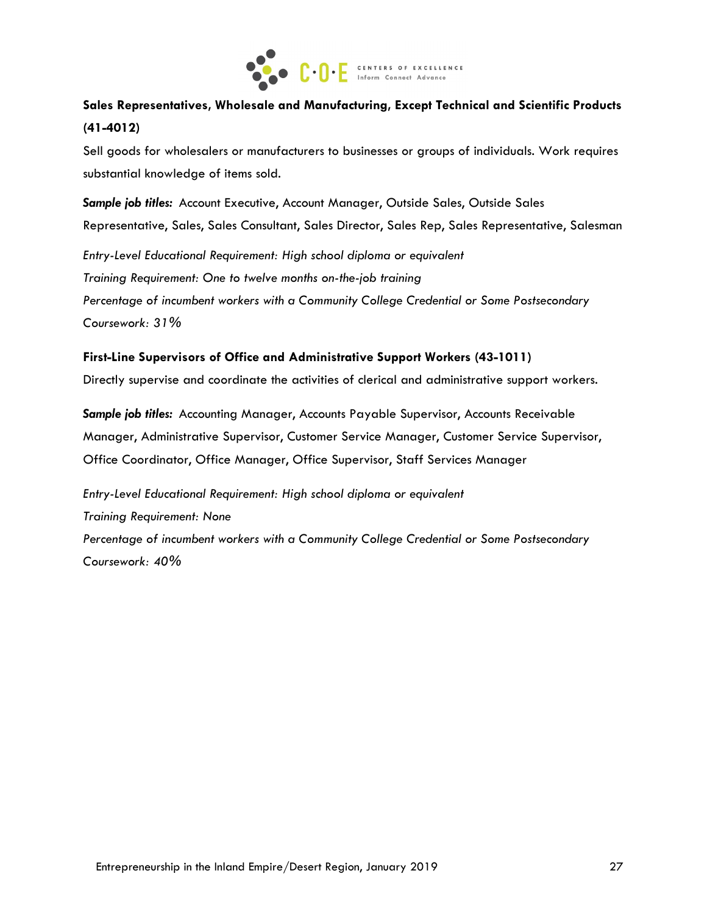**Sales Representatives, Wholesale and Manufacturing, Except Technical and Scientific Products (41-4012)**

Sell goods for wholesalers or manufacturers to businesses or groups of individuals. Work requires substantial knowledge of items sold.

***Sample job titles:*** Account Executive, Account Manager, Outside Sales, Outside Sales Representative, Sales, Sales Consultant, Sales Director, Sales Rep, Sales Representative, Salesman

*Entry-Level Educational Requirement: High school diploma or equivalent*
*Training Requirement: One to twelve months on-the-job training*
*Percentage of incumbent workers with a Community College Credential or Some Postsecondary Coursework: 31%*

**First-Line Supervisors of Office and Administrative Support Workers (43-1011)**

Directly supervise and coordinate the activities of clerical and administrative support workers.

***Sample job titles:*** Accounting Manager, Accounts Payable Supervisor, Accounts Receivable Manager, Administrative Supervisor, Customer Service Manager, Customer Service Supervisor, Office Coordinator, Office Manager, Office Supervisor, Staff Services Manager

*Entry-Level Educational Requirement: High school diploma or equivalent*
*Training Requirement: None*
*Percentage of incumbent workers with a Community College Credential or Some Postsecondary Coursework: 40%*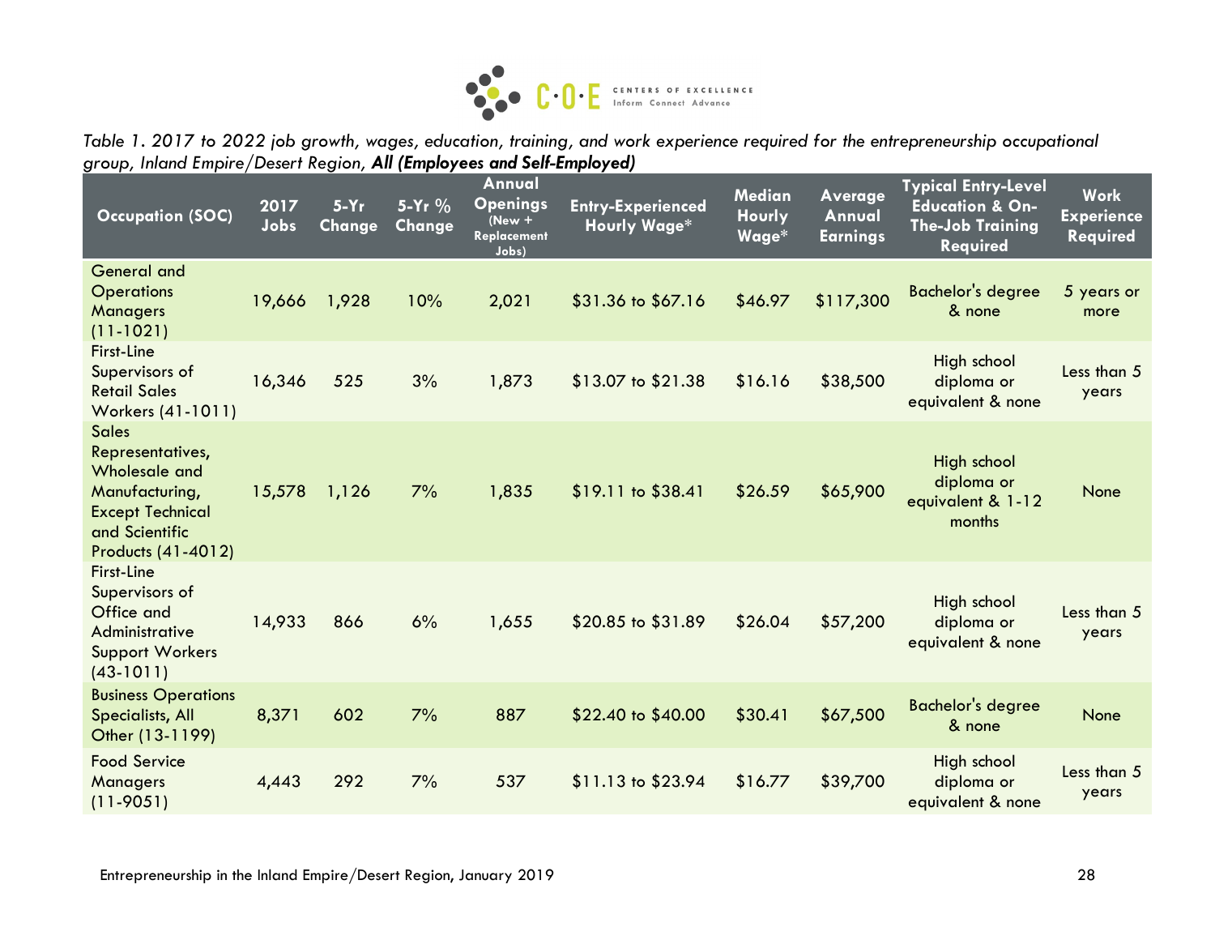*Table 1. 2017 to 2022 job growth, wages, education, training, and work experience required for the entrepreneurship occupational group, Inland Empire/Desert Region,* ***All (Employees and Self-Employed)***

| Occupation (SOC) | 2017 Jobs | 5-Yr Change | 5-Yr % Change | Annual Openings (New + Replacement Jobs) | Entry-Experienced Hourly Wage* | Median Hourly Wage* | Average Annual Earnings | Typical Entry-Level Education & On-The-Job Training Required | Work Experience Required |
|---|---|---|---|---|---|---|---|---|---|
| General and Operations Managers (11-1021) | 19,666 | 1,928 | 10% | 2,021 | $31.36 to $67.16 | $46.97 | $117,300 | Bachelor's degree & none | 5 years or more |
| First-Line Supervisors of Retail Sales Workers (41-1011) | 16,346 | 525 | 3% | 1,873 | $13.07 to $21.38 | $16.16 | $38,500 | High school diploma or equivalent & none | Less than 5 years |
| Sales Representatives, Wholesale and Manufacturing, Except Technical and Scientific Products (41-4012) | 15,578 | 1,126 | 7% | 1,835 | $19.11 to $38.41 | $26.59 | $65,900 | High school diploma or equivalent & 1-12 months | None |
| First-Line Supervisors of Office and Administrative Support Workers (43-1011) | 14,933 | 866 | 6% | 1,655 | $20.85 to $31.89 | $26.04 | $57,200 | High school diploma or equivalent & none | Less than 5 years |
| Business Operations Specialists, All Other (13-1199) | 8,371 | 602 | 7% | 887 | $22.40 to $40.00 | $30.41 | $67,500 | Bachelor's degree & none | None |
| Food Service Managers (11-9051) | 4,443 | 292 | 7% | 537 | $11.13 to $23.94 | $16.77 | $39,700 | High school diploma or equivalent & none | Less than 5 years |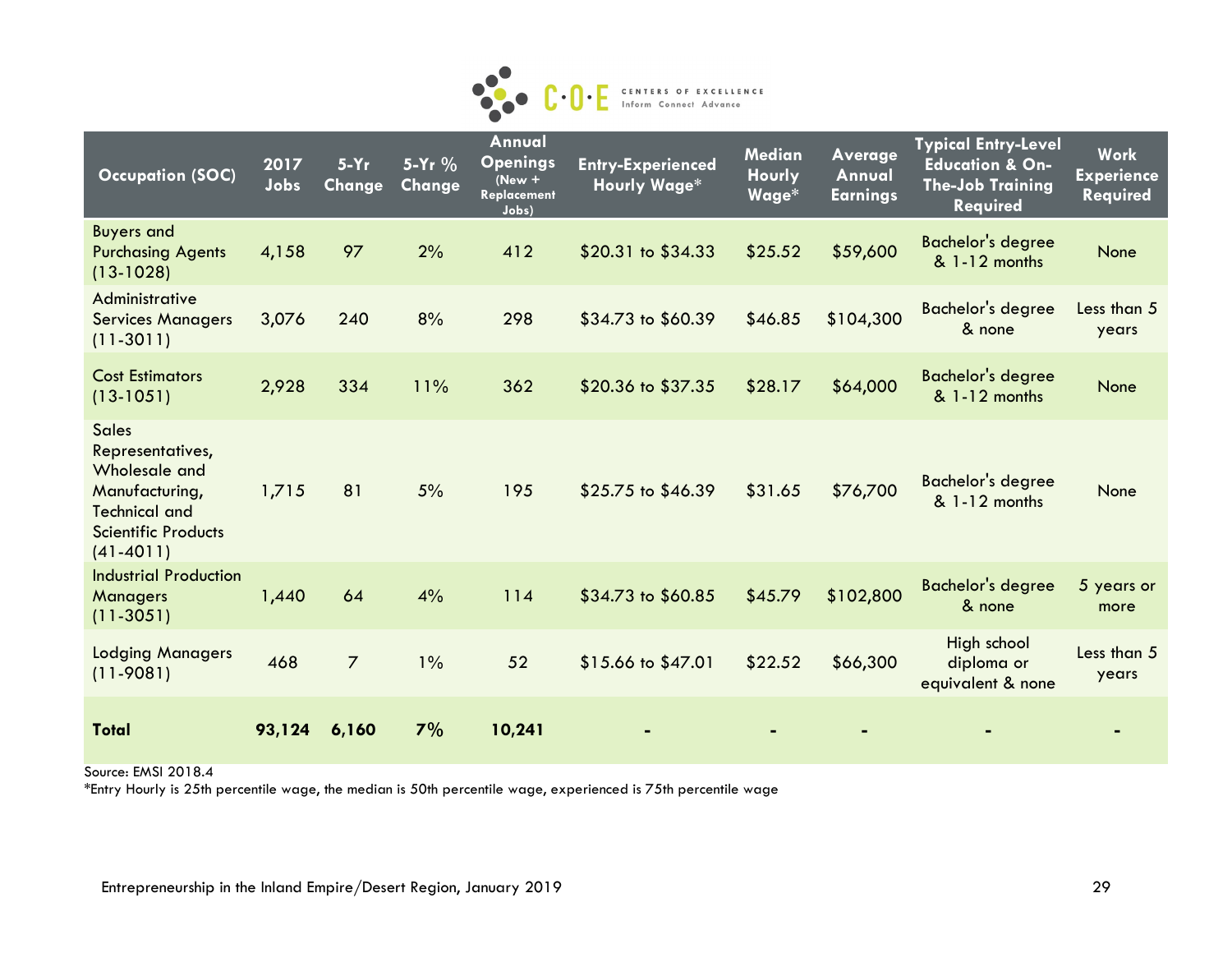| Occupation (SOC) | 2017 Jobs | 5-Yr Change | 5-Yr % Change | Annual Openings (New + Replacement Jobs) | Entry-Experienced Hourly Wage* | Median Hourly Wage* | Average Annual Earnings | Typical Entry-Level Education & On-The-Job Training Required | Work Experience Required |
|---|---|---|---|---|---|---|---|---|---|
| Buyers and Purchasing Agents (13-1028) | 4,158 | 97 | 2% | 412 | $20.31 to $34.33 | $25.52 | $59,600 | Bachelor's degree & 1-12 months | None |
| Administrative Services Managers (11-3011) | 3,076 | 240 | 8% | 298 | $34.73 to $60.39 | $46.85 | $104,300 | Bachelor's degree & none | Less than 5 years |
| Cost Estimators (13-1051) | 2,928 | 334 | 11% | 362 | $20.36 to $37.35 | $28.17 | $64,000 | Bachelor's degree & 1-12 months | None |
| Sales Representatives, Wholesale and Manufacturing, Technical and Scientific Products (41-4011) | 1,715 | 81 | 5% | 195 | $25.75 to $46.39 | $31.65 | $76,700 | Bachelor's degree & 1-12 months | None |
| Industrial Production Managers (11-3051) | 1,440 | 64 | 4% | 114 | $34.73 to $60.85 | $45.79 | $102,800 | Bachelor's degree & none | 5 years or more |
| Lodging Managers (11-9081) | 468 | 7 | 1% | 52 | $15.66 to $47.01 | $22.52 | $66,300 | High school diploma or equivalent & none | Less than 5 years |
| **Total** | **93,124** | **6,160** | **7%** | **10,241** | - | - | - | - | - |

Source: EMSI 2018.4

*Entry Hourly is 25th percentile wage, the median is 50th percentile wage, experienced is 75th percentile wage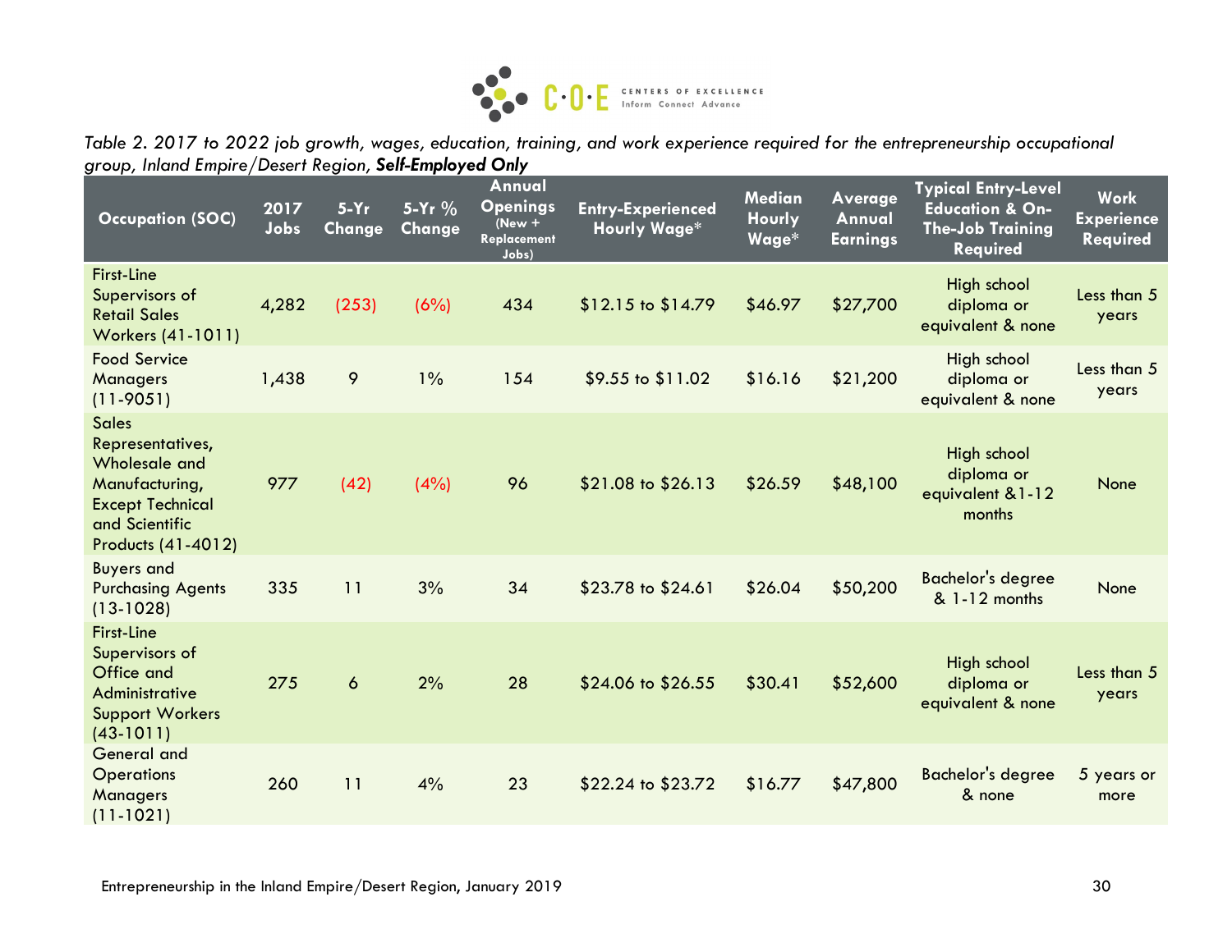*Table 2. 2017 to 2022 job growth, wages, education, training, and work experience required for the entrepreneurship occupational group, Inland Empire/Desert Region,* ***Self-Employed Only***

| Occupation (SOC) | 2017 Jobs | 5-Yr Change | 5-Yr % Change | Annual Openings (New + Replacement Jobs) | Entry-Experienced Hourly Wage* | Median Hourly Wage* | Average Annual Earnings | Typical Entry-Level Education & On-The-Job Training Required | Work Experience Required |
|---|---|---|---|---|---|---|---|---|---|
| First-Line Supervisors of Retail Sales Workers (41-1011) | 4,282 | (253) | (6%) | 434 | $12.15 to $14.79 | $46.97 | $27,700 | High school diploma or equivalent & none | Less than 5 years |
| Food Service Managers (11-9051) | 1,438 | 9 | 1% | 154 | $9.55 to $11.02 | $16.16 | $21,200 | High school diploma or equivalent & none | Less than 5 years |
| Sales Representatives, Wholesale and Manufacturing, Except Technical and Scientific Products (41-4012) | 977 | (42) | (4%) | 96 | $21.08 to $26.13 | $26.59 | $48,100 | High school diploma or equivalent &1-12 months | None |
| Buyers and Purchasing Agents (13-1028) | 335 | 11 | 3% | 34 | $23.78 to $24.61 | $26.04 | $50,200 | Bachelor's degree & 1-12 months | None |
| First-Line Supervisors of Office and Administrative Support Workers (43-1011) | 275 | 6 | 2% | 28 | $24.06 to $26.55 | $30.41 | $52,600 | High school diploma or equivalent & none | Less than 5 years |
| General and Operations Managers (11-1021) | 260 | 11 | 4% | 23 | $22.24 to $23.72 | $16.77 | $47,800 | Bachelor's degree & none | 5 years or more |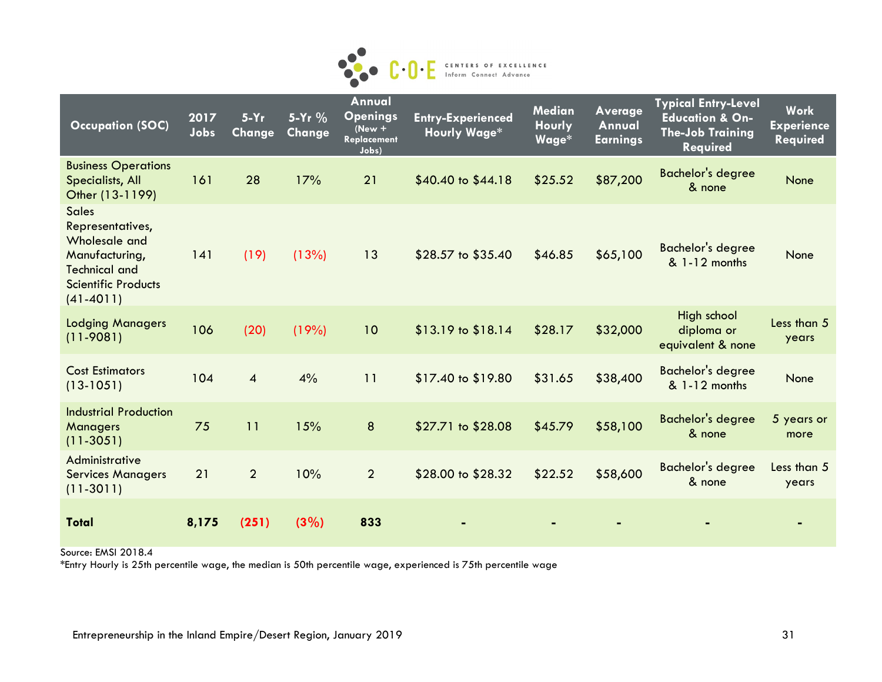| Occupation (SOC) | 2017 Jobs | 5-Yr Change | 5-Yr % Change | Annual Openings (New + Replacement Jobs) | Entry-Experienced Hourly Wage* | Median Hourly Wage* | Average Annual Earnings | Typical Entry-Level Education & On-The-Job Training Required | Work Experience Required |
|---|---|---|---|---|---|---|---|---|---|
| Business Operations Specialists, All Other (13-1199) | 161 | 28 | 17% | 21 | $40.40 to $44.18 | $25.52 | $87,200 | Bachelor's degree & none | None |
| Sales Representatives, Wholesale and Manufacturing, Technical and Scientific Products (41-4011) | 141 | (19) | (13%) | 13 | $28.57 to $35.40 | $46.85 | $65,100 | Bachelor's degree & 1-12 months | None |
| Lodging Managers (11-9081) | 106 | (20) | (19%) | 10 | $13.19 to $18.14 | $28.17 | $32,000 | High school diploma or equivalent & none | Less than 5 years |
| Cost Estimators (13-1051) | 104 | 4 | 4% | 11 | $17.40 to $19.80 | $31.65 | $38,400 | Bachelor's degree & 1-12 months | None |
| Industrial Production Managers (11-3051) | 75 | 11 | 15% | 8 | $27.71 to $28.08 | $45.79 | $58,100 | Bachelor's degree & none | 5 years or more |
| Administrative Services Managers (11-3011) | 21 | 2 | 10% | 2 | $28.00 to $28.32 | $22.52 | $58,600 | Bachelor's degree & none | Less than 5 years |
| **Total** | **8,175** | **(251)** | **(3%)** | **833** | - | - | - | - | - |

Source: EMSI 2018.4

*Entry Hourly is 25th percentile wage, the median is 50th percentile wage, experienced is 75th percentile wage